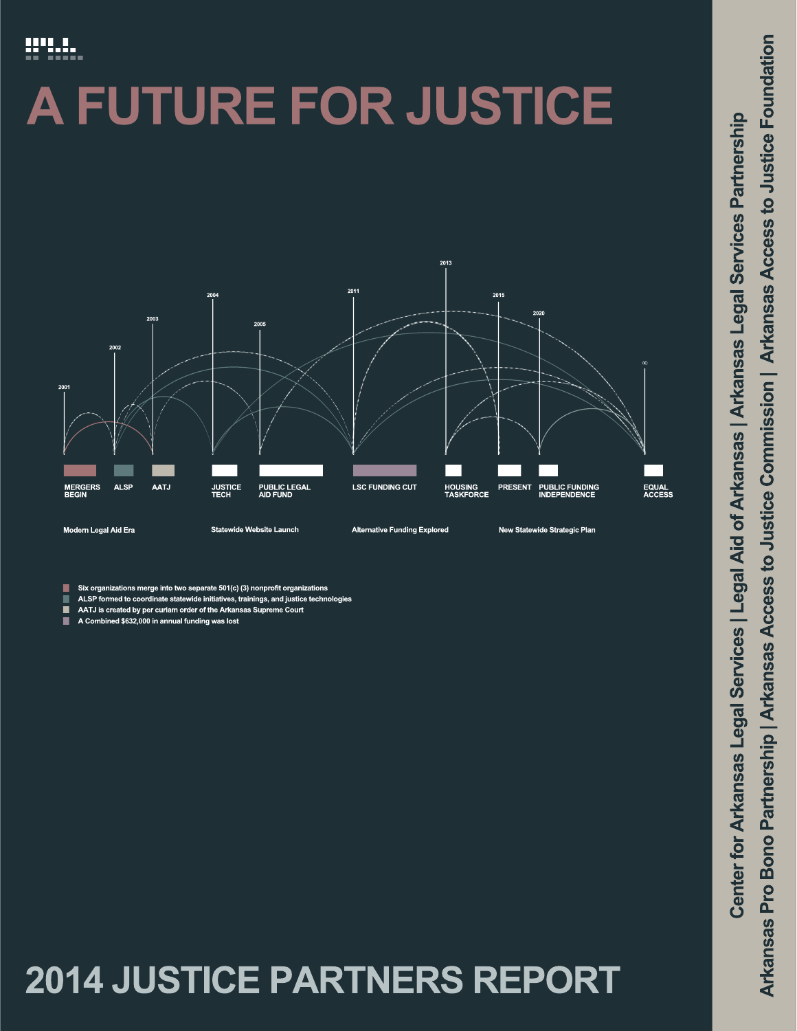# A FUTURE FOR JUSTICE

2001 | 2002 | 2003 | 2004 | 2005 | 2011 | 2013 | 2015 | 2020 | ∞

MERGERS BEGIN | ALSP | AATJ | JUSTICE TECH | PUBLIC LEGAL AID FUND | LSC FUNDING CUT | HOUSING TASKFORCE | PRESENT | PUBLIC FUNDING INDEPENDENCE | EQUAL ACCESS

Modern Legal Aid Era | Statewide Website Launch | Alternative Funding Explored | New Statewide Strategic Plan

- Six organizations merge into two separate 501(c) (3) nonprofit organizations
- ALSP formed to coordinate statewide initiatives, trainings, and justice technologies
- AATJ is created by per curiam order of the Arkansas Supreme Court
- A Combined $632,000 in annual funding was lost

## 2014 JUSTICE PARTNERS REPORT

Center for Arkansas Legal Services | Legal Aid of Arkansas | Arkansas Legal Services Partnership

Arkansas Pro Bono Partnership | Arkansas Access to Justice Commission | Arkansas Access to Justice Foundation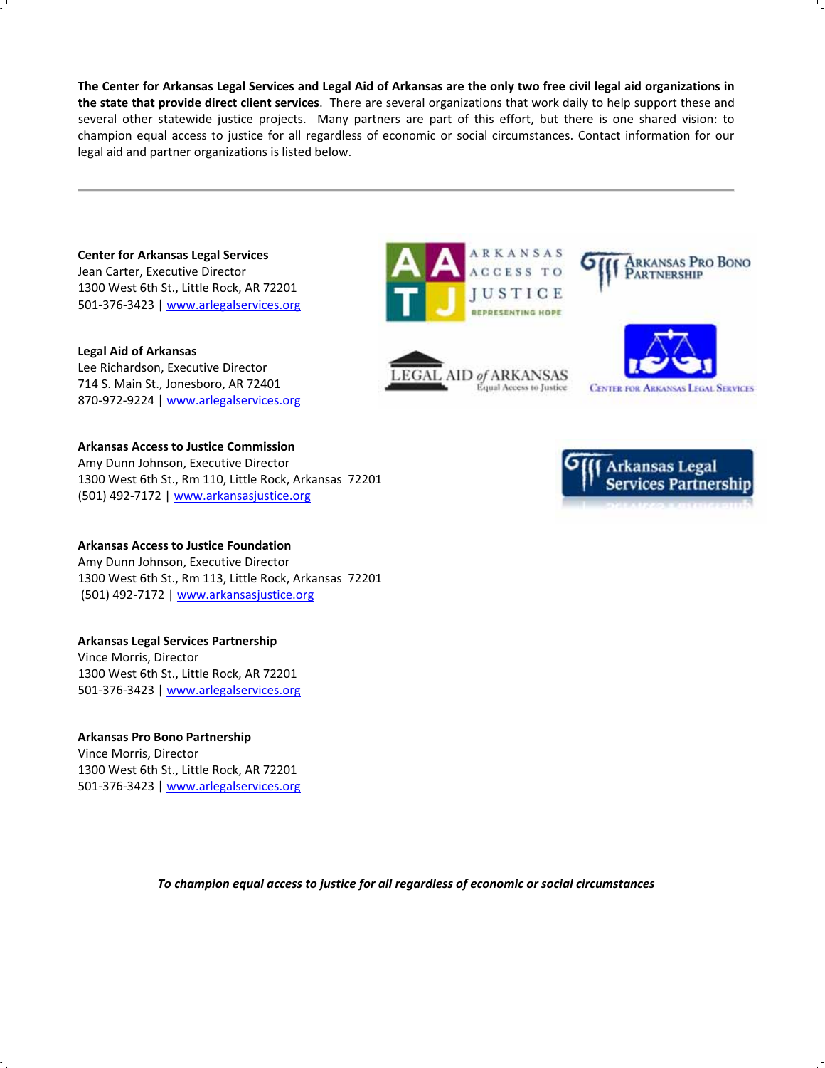**The Center for Arkansas Legal Services and Legal Aid of Arkansas are the only two free civil legal aid organizations in the state that provide direct client services**. There are several organizations that work daily to help support these and several other statewide justice projects. Many partners are part of this effort, but there is one shared vision: to champion equal access to justice for all regardless of economic or social circumstances. Contact information for our legal aid and partner organizations is listed below.

---

**Center for Arkansas Legal Services**
Jean Carter, Executive Director
1300 West 6th St., Little Rock, AR 72201
501-376-3423 | www.arlegalservices.org

**Legal Aid of Arkansas**
Lee Richardson, Executive Director
714 S. Main St., Jonesboro, AR 72401
870-972-9224 | www.arlegalservices.org

**Arkansas Access to Justice Commission**
Amy Dunn Johnson, Executive Director
1300 West 6th St., Rm 110, Little Rock, Arkansas 72201
(501) 492-7172 | www.arkansasjustice.org

**Arkansas Access to Justice Foundation**
Amy Dunn Johnson, Executive Director
1300 West 6th St., Rm 113, Little Rock, Arkansas 72201
(501) 492-7172 | www.arkansasjustice.org

**Arkansas Legal Services Partnership**
Vince Morris, Director
1300 West 6th St., Little Rock, AR 72201
501-376-3423 | www.arlegalservices.org

**Arkansas Pro Bono Partnership**
Vince Morris, Director
1300 West 6th St., Little Rock, AR 72201
501-376-3423 | www.arlegalservices.org

***To champion equal access to justice for all regardless of economic or social circumstances***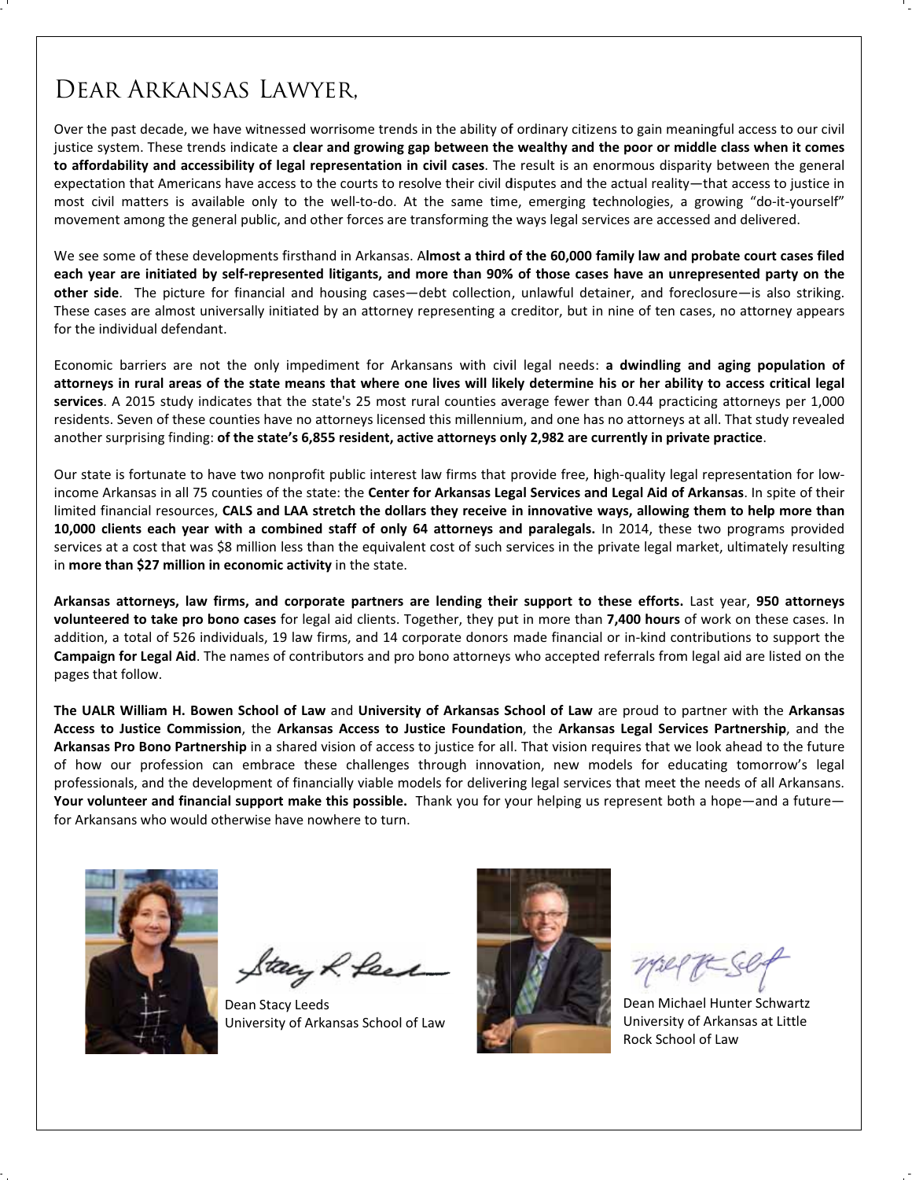# Dear Arkansas Lawyer,

Over the past decade, we have witnessed worrisome trends in the ability of ordinary citizens to gain meaningful access to our civil justice system. These trends indicate a **clear and growing gap between the wealthy and the poor or middle class when it comes to affordability and accessibility of legal representation in civil cases**. The result is an enormous disparity between the general expectation that Americans have access to the courts to resolve their civil disputes and the actual reality—that access to justice in most civil matters is available only to the well-to-do. At the same time, emerging technologies, a growing "do-it-yourself" movement among the general public, and other forces are transforming the ways legal services are accessed and delivered.

We see some of these developments firsthand in Arkansas. **Almost a third of the 60,000 family law and probate court cases filed each year are initiated by self-represented litigants, and more than 90% of those cases have an unrepresented party on the other side**. The picture for financial and housing cases—debt collection, unlawful detainer, and foreclosure—is also striking. These cases are almost universally initiated by an attorney representing a creditor, but in nine of ten cases, no attorney appears for the individual defendant.

Economic barriers are not the only impediment for Arkansans with civil legal needs: **a dwindling and aging population of attorneys in rural areas of the state means that where one lives will likely determine his or her ability to access critical legal services**. A 2015 study indicates that the state's 25 most rural counties average fewer than 0.44 practicing attorneys per 1,000 residents. Seven of these counties have no attorneys licensed this millennium, and one has no attorneys at all. That study revealed another surprising finding: **of the state's 6,855 resident, active attorneys only 2,982 are currently in private practice**.

Our state is fortunate to have two nonprofit public interest law firms that provide free, high-quality legal representation for low-income Arkansas in all 75 counties of the state: the **Center for Arkansas Legal Services and Legal Aid of Arkansas**. In spite of their limited financial resources, **CALS and LAA stretch the dollars they receive in innovative ways, allowing them to help more than 10,000 clients each year with a combined staff of only 64 attorneys and paralegals.** In 2014, these two programs provided services at a cost that was $8 million less than the equivalent cost of such services in the private legal market, ultimately resulting in **more than $27 million in economic activity** in the state.

**Arkansas attorneys, law firms, and corporate partners are lending their support to these efforts.** Last year, **950 attorneys volunteered to take pro bono cases** for legal aid clients. Together, they put in more than **7,400 hours** of work on these cases. In addition, a total of 526 individuals, 19 law firms, and 14 corporate donors made financial or in-kind contributions to support the **Campaign for Legal Aid**. The names of contributors and pro bono attorneys who accepted referrals from legal aid are listed on the pages that follow.

**The UALR William H. Bowen School of Law** and **University of Arkansas School of Law** are proud to partner with the **Arkansas Access to Justice Commission**, the **Arkansas Access to Justice Foundation**, the **Arkansas Legal Services Partnership**, and the **Arkansas Pro Bono Partnership** in a shared vision of access to justice for all. That vision requires that we look ahead to the future of how our profession can embrace these challenges through innovation, new models for educating tomorrow's legal professionals, and the development of financially viable models for delivering legal services that meet the needs of all Arkansans. **Your volunteer and financial support make this possible.** Thank you for your helping us represent both a hope—and a future—for Arkansans who would otherwise have nowhere to turn.

Dean Stacy Leeds
University of Arkansas School of Law

Dean Michael Hunter Schwartz
University of Arkansas at Little Rock School of Law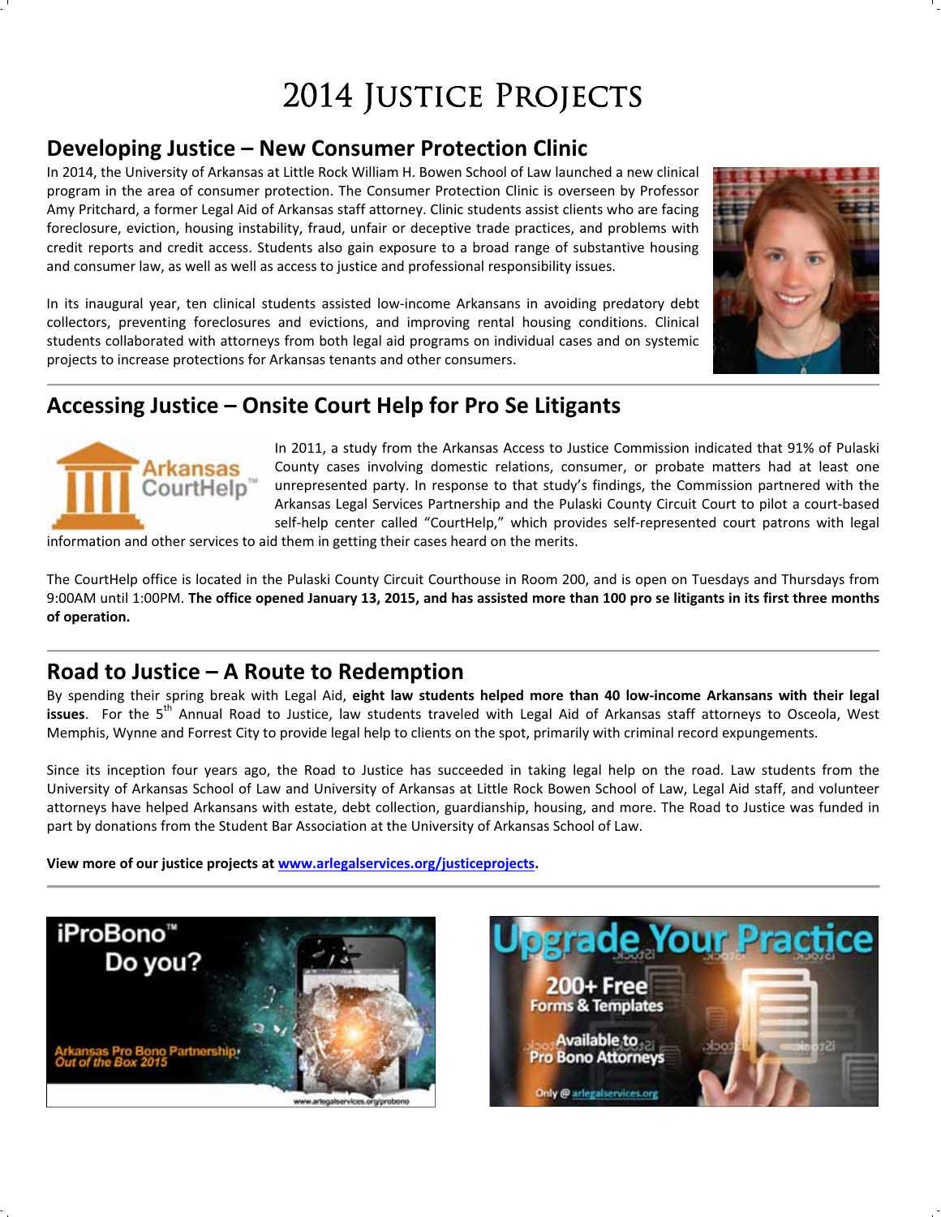# 2014 Justice Projects

## Developing Justice – New Consumer Protection Clinic

In 2014, the University of Arkansas at Little Rock William H. Bowen School of Law launched a new clinical program in the area of consumer protection. The Consumer Protection Clinic is overseen by Professor Amy Pritchard, a former Legal Aid of Arkansas staff attorney. Clinic students assist clients who are facing foreclosure, eviction, housing instability, fraud, unfair or deceptive trade practices, and problems with credit reports and credit access. Students also gain exposure to a broad range of substantive housing and consumer law, as well as well as access to justice and professional responsibility issues.

In its inaugural year, ten clinical students assisted low-income Arkansans in avoiding predatory debt collectors, preventing foreclosures and evictions, and improving rental housing conditions. Clinical students collaborated with attorneys from both legal aid programs on individual cases and on systemic projects to increase protections for Arkansas tenants and other consumers.

## Accessing Justice – Onsite Court Help for Pro Se Litigants

Arkansas CourtHelp™

In 2011, a study from the Arkansas Access to Justice Commission indicated that 91% of Pulaski County cases involving domestic relations, consumer, or probate matters had at least one unrepresented party. In response to that study's findings, the Commission partnered with the Arkansas Legal Services Partnership and the Pulaski County Circuit Court to pilot a court-based self-help center called "CourtHelp," which provides self-represented court patrons with legal information and other services to aid them in getting their cases heard on the merits.

The CourtHelp office is located in the Pulaski County Circuit Courthouse in Room 200, and is open on Tuesdays and Thursdays from 9:00AM until 1:00PM. **The office opened January 13, 2015, and has assisted more than 100 pro se litigants in its first three months of operation.**

## Road to Justice – A Route to Redemption

By spending their spring break with Legal Aid, **eight law students helped more than 40 low-income Arkansans with their legal issues**. For the 5th Annual Road to Justice, law students traveled with Legal Aid of Arkansas staff attorneys to Osceola, West Memphis, Wynne and Forrest City to provide legal help to clients on the spot, primarily with criminal record expungements.

Since its inception four years ago, the Road to Justice has succeeded in taking legal help on the road. Law students from the University of Arkansas School of Law and University of Arkansas at Little Rock Bowen School of Law, Legal Aid staff, and volunteer attorneys have helped Arkansans with estate, debt collection, guardianship, housing, and more. The Road to Justice was funded in part by donations from the Student Bar Association at the University of Arkansas School of Law.

**View more of our justice projects at [www.arlegalservices.org/justiceprojects](www.arlegalservices.org/justiceprojects).**

iProBono™ Do you?

Arkansas Pro Bono Partnership: Out of the Box 2015

www.arlegalservices.org/probono

Upgrade Your Practice

200+ Free Forms & Templates

Available to Pro Bono Attorneys

Only @ arlegalservices.org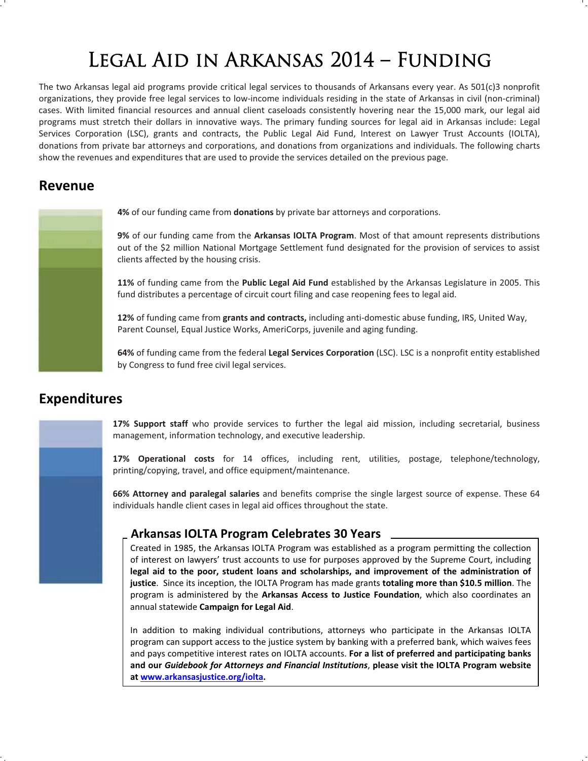# Legal Aid in Arkansas 2014 – Funding

The two Arkansas legal aid programs provide critical legal services to thousands of Arkansans every year. As 501(c)3 nonprofit organizations, they provide free legal services to low-income individuals residing in the state of Arkansas in civil (non-criminal) cases. With limited financial resources and annual client caseloads consistently hovering near the 15,000 mark, our legal aid programs must stretch their dollars in innovative ways. The primary funding sources for legal aid in Arkansas include: Legal Services Corporation (LSC), grants and contracts, the Public Legal Aid Fund, Interest on Lawyer Trust Accounts (IOLTA), donations from private bar attorneys and corporations, and donations from organizations and individuals. The following charts show the revenues and expenditures that are used to provide the services detailed on the previous page.

## Revenue

**4%** of our funding came from **donations** by private bar attorneys and corporations.

**9%** of our funding came from the **Arkansas IOLTA Program**. Most of that amount represents distributions out of the $2 million National Mortgage Settlement fund designated for the provision of services to assist clients affected by the housing crisis.

**11%** of funding came from the **Public Legal Aid Fund** established by the Arkansas Legislature in 2005. This fund distributes a percentage of circuit court filing and case reopening fees to legal aid.

**12%** of funding came from **grants and contracts,** including anti-domestic abuse funding, IRS, United Way, Parent Counsel, Equal Justice Works, AmeriCorps, juvenile and aging funding.

**64%** of funding came from the federal **Legal Services Corporation** (LSC). LSC is a nonprofit entity established by Congress to fund free civil legal services.

## Expenditures

**17% Support staff** who provide services to further the legal aid mission, including secretarial, business management, information technology, and executive leadership.

**17% Operational costs** for 14 offices, including rent, utilities, postage, telephone/technology, printing/copying, travel, and office equipment/maintenance.

**66% Attorney and paralegal salaries** and benefits comprise the single largest source of expense. These 64 individuals handle client cases in legal aid offices throughout the state.

### Arkansas IOLTA Program Celebrates 30 Years

Created in 1985, the Arkansas IOLTA Program was established as a program permitting the collection of interest on lawyers' trust accounts to use for purposes approved by the Supreme Court, including **legal aid to the poor, student loans and scholarships, and improvement of the administration of justice**. Since its inception, the IOLTA Program has made grants **totaling more than $10.5 million**. The program is administered by the **Arkansas Access to Justice Foundation**, which also coordinates an annual statewide **Campaign for Legal Aid**.

In addition to making individual contributions, attorneys who participate in the Arkansas IOLTA program can support access to the justice system by banking with a preferred bank, which waives fees and pays competitive interest rates on IOLTA accounts. **For a list of preferred and participating banks and our *Guidebook for Attorneys and Financial Institutions*, please visit the IOLTA Program website at [www.arkansasjustice.org/iolta](www.arkansasjustice.org/iolta).**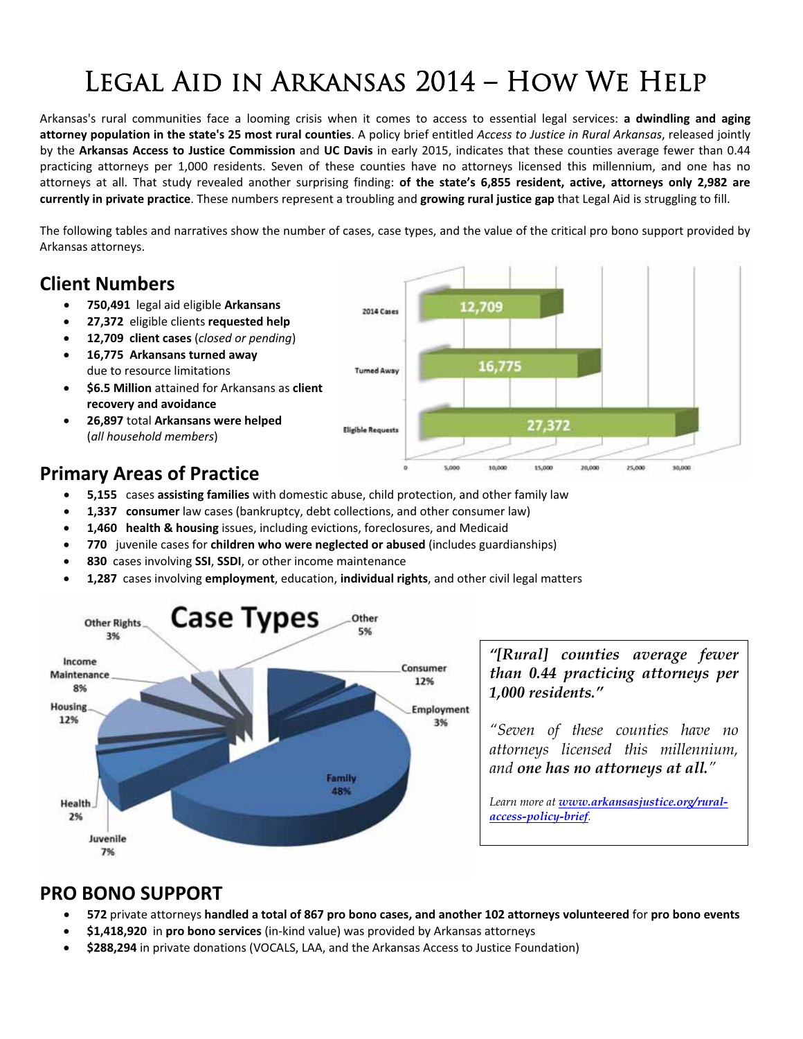# Legal Aid in Arkansas 2014 – How We Help

Arkansas's rural communities face a looming crisis when it comes to access to essential legal services: **a dwindling and aging attorney population in the state's 25 most rural counties**. A policy brief entitled *Access to Justice in Rural Arkansas*, released jointly by the **Arkansas Access to Justice Commission** and **UC Davis** in early 2015, indicates that these counties average fewer than 0.44 practicing attorneys per 1,000 residents. Seven of these counties have no attorneys licensed this millennium, and one has no attorneys at all. That study revealed another surprising finding: **of the state's 6,855 resident, active, attorneys only 2,982 are currently in private practice**. These numbers represent a troubling and **growing rural justice gap** that Legal Aid is struggling to fill.

The following tables and narratives show the number of cases, case types, and the value of the critical pro bono support provided by Arkansas attorneys.

## Client Numbers

- **750,491** legal aid eligible **Arkansans**
- **27,372** eligible clients **requested help**
- **12,709 client cases** (*closed or pending*)
- **16,775 Arkansans turned away** due to resource limitations
- **$6.5 Million** attained for Arkansans as **client recovery and avoidance**
- **26,897** total **Arkansans were helped** (*all household members*)

| | |
|---|---|
| 2014 Cases | 12,709 |
| Turned Away | 16,775 |
| Eligible Requests | 27,372 |

## Primary Areas of Practice

- **5,155** cases **assisting families** with domestic abuse, child protection, and other family law
- **1,337 consumer** law cases (bankruptcy, debt collections, and other consumer law)
- **1,460 health & housing** issues, including evictions, foreclosures, and Medicaid
- **770** juvenile cases for **children who were neglected or abused** (includes guardianships)
- **830** cases involving **SSI**, **SSDI**, or other income maintenance
- **1,287** cases involving **employment**, education, **individual rights**, and other civil legal matters

**Case Types**

| Case Type | Percent |
|---|---|
| Family | 48% |
| Consumer | 12% |
| Housing | 12% |
| Income Maintenance | 8% |
| Juvenile | 7% |
| Other | 5% |
| Other Rights | 3% |
| Employment | 3% |
| Health | 2% |

> ***"[Rural] counties average fewer than 0.44 practicing attorneys per 1,000 residents."***
>
> *"Seven of these counties have no attorneys licensed this millennium, and* ***one has no attorneys at all."***
>
> *Learn more at* [***www.arkansasjustice.org/rural-access-policy-brief***](http://www.arkansasjustice.org/rural-access-policy-brief).

## PRO BONO SUPPORT

- **572** private attorneys **handled a total of 867 pro bono cases, and another 102 attorneys volunteered** for **pro bono events**
- **$1,418,920** in **pro bono services** (in-kind value) was provided by Arkansas attorneys
- **$288,294** in private donations (VOCALS, LAA, and the Arkansas Access to Justice Foundation)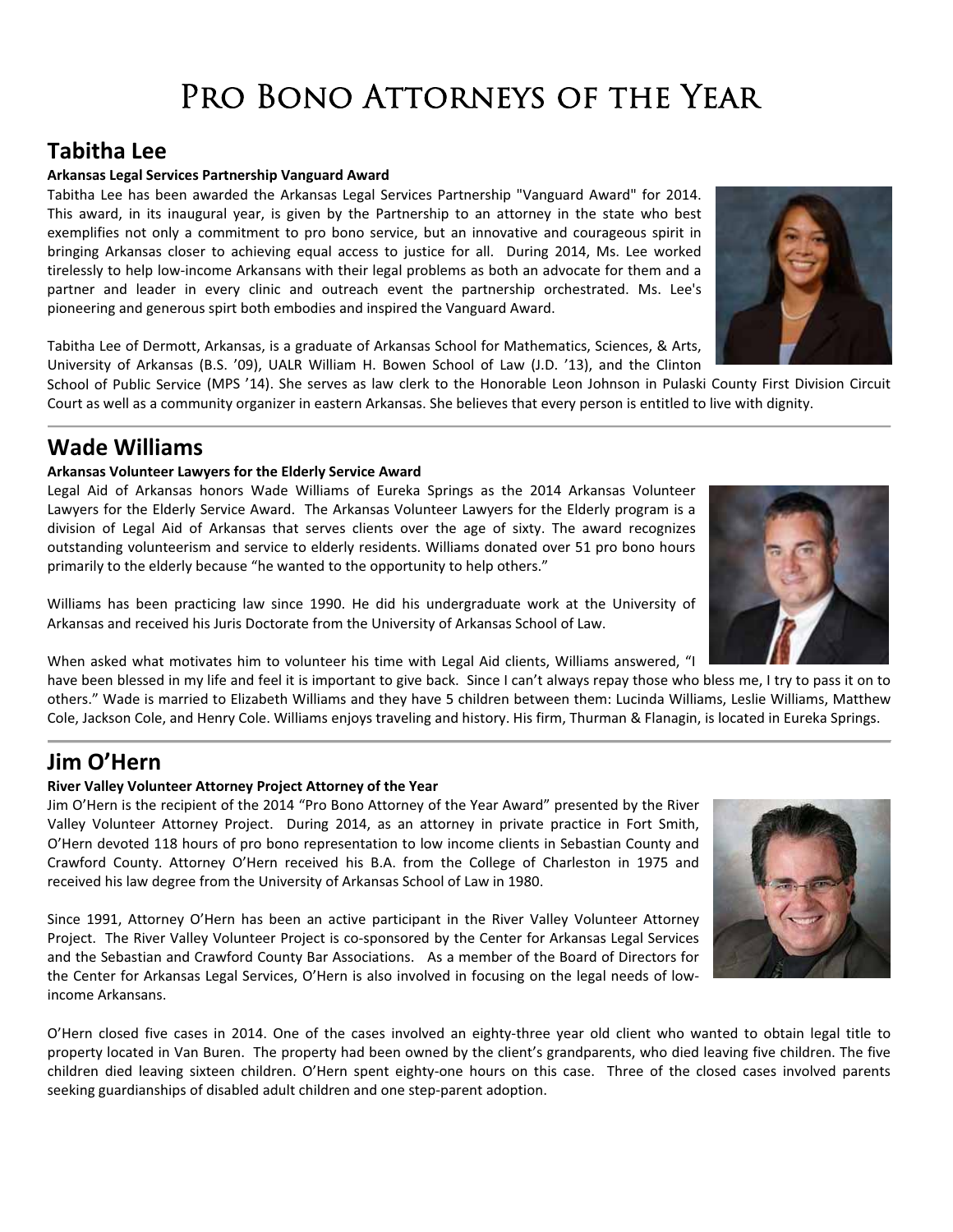# Pro Bono Attorneys of the Year

## Tabitha Lee

**Arkansas Legal Services Partnership Vanguard Award**

Tabitha Lee has been awarded the Arkansas Legal Services Partnership "Vanguard Award" for 2014. This award, in its inaugural year, is given by the Partnership to an attorney in the state who best exemplifies not only a commitment to pro bono service, but an innovative and courageous spirit in bringing Arkansas closer to achieving equal access to justice for all. During 2014, Ms. Lee worked tirelessly to help low-income Arkansans with their legal problems as both an advocate for them and a partner and leader in every clinic and outreach event the partnership orchestrated. Ms. Lee's pioneering and generous spirt both embodies and inspired the Vanguard Award.

Tabitha Lee of Dermott, Arkansas, is a graduate of Arkansas School for Mathematics, Sciences, & Arts, University of Arkansas (B.S. '09), UALR William H. Bowen School of Law (J.D. '13), and the Clinton School of Public Service (MPS '14). She serves as law clerk to the Honorable Leon Johnson in Pulaski County First Division Circuit Court as well as a community organizer in eastern Arkansas. She believes that every person is entitled to live with dignity.

## Wade Williams

**Arkansas Volunteer Lawyers for the Elderly Service Award**

Legal Aid of Arkansas honors Wade Williams of Eureka Springs as the 2014 Arkansas Volunteer Lawyers for the Elderly Service Award. The Arkansas Volunteer Lawyers for the Elderly program is a division of Legal Aid of Arkansas that serves clients over the age of sixty. The award recognizes outstanding volunteerism and service to elderly residents. Williams donated over 51 pro bono hours primarily to the elderly because "he wanted to the opportunity to help others."

Williams has been practicing law since 1990. He did his undergraduate work at the University of Arkansas and received his Juris Doctorate from the University of Arkansas School of Law.

When asked what motivates him to volunteer his time with Legal Aid clients, Williams answered, "I have been blessed in my life and feel it is important to give back. Since I can't always repay those who bless me, I try to pass it on to others." Wade is married to Elizabeth Williams and they have 5 children between them: Lucinda Williams, Leslie Williams, Matthew Cole, Jackson Cole, and Henry Cole. Williams enjoys traveling and history. His firm, Thurman & Flanagin, is located in Eureka Springs.

## Jim O'Hern

**River Valley Volunteer Attorney Project Attorney of the Year**

Jim O'Hern is the recipient of the 2014 "Pro Bono Attorney of the Year Award" presented by the River Valley Volunteer Attorney Project. During 2014, as an attorney in private practice in Fort Smith, O'Hern devoted 118 hours of pro bono representation to low income clients in Sebastian County and Crawford County. Attorney O'Hern received his B.A. from the College of Charleston in 1975 and received his law degree from the University of Arkansas School of Law in 1980.

Since 1991, Attorney O'Hern has been an active participant in the River Valley Volunteer Attorney Project. The River Valley Volunteer Project is co-sponsored by the Center for Arkansas Legal Services and the Sebastian and Crawford County Bar Associations. As a member of the Board of Directors for the Center for Arkansas Legal Services, O'Hern is also involved in focusing on the legal needs of low-income Arkansans.

O'Hern closed five cases in 2014. One of the cases involved an eighty-three year old client who wanted to obtain legal title to property located in Van Buren. The property had been owned by the client's grandparents, who died leaving five children. The five children died leaving sixteen children. O'Hern spent eighty-one hours on this case. Three of the closed cases involved parents seeking guardianships of disabled adult children and one step-parent adoption.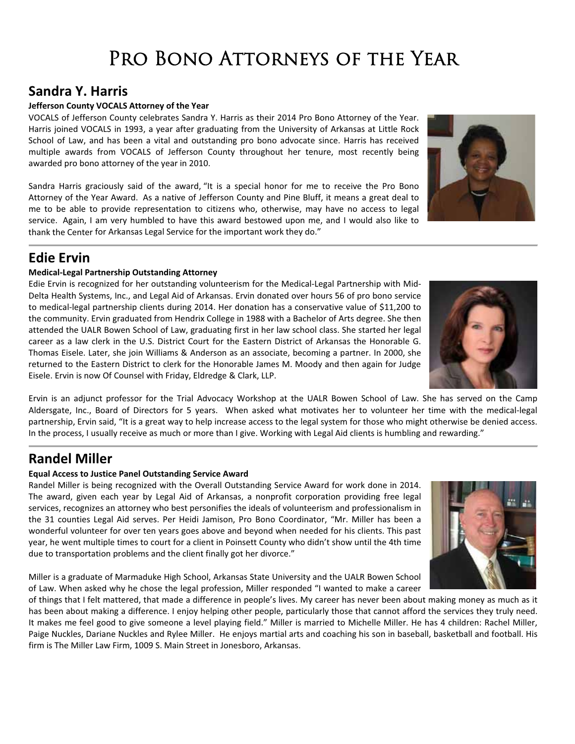# Pro Bono Attorneys of the Year

## Sandra Y. Harris

**Jefferson County VOCALS Attorney of the Year**

VOCALS of Jefferson County celebrates Sandra Y. Harris as their 2014 Pro Bono Attorney of the Year. Harris joined VOCALS in 1993, a year after graduating from the University of Arkansas at Little Rock School of Law, and has been a vital and outstanding pro bono advocate since. Harris has received multiple awards from VOCALS of Jefferson County throughout her tenure, most recently being awarded pro bono attorney of the year in 2010.

Sandra Harris graciously said of the award, "It is a special honor for me to receive the Pro Bono Attorney of the Year Award. As a native of Jefferson County and Pine Bluff, it means a great deal to me to be able to provide representation to citizens who, otherwise, may have no access to legal service. Again, I am very humbled to have this award bestowed upon me, and I would also like to thank the Center for Arkansas Legal Service for the important work they do."

## Edie Ervin

**Medical-Legal Partnership Outstanding Attorney**

Edie Ervin is recognized for her outstanding volunteerism for the Medical-Legal Partnership with Mid-Delta Health Systems, Inc., and Legal Aid of Arkansas. Ervin donated over hours 56 of pro bono service to medical-legal partnership clients during 2014. Her donation has a conservative value of $11,200 to the community. Ervin graduated from Hendrix College in 1988 with a Bachelor of Arts degree. She then attended the UALR Bowen School of Law, graduating first in her law school class. She started her legal career as a law clerk in the U.S. District Court for the Eastern District of Arkansas the Honorable G. Thomas Eisele. Later, she join Williams & Anderson as an associate, becoming a partner. In 2000, she returned to the Eastern District to clerk for the Honorable James M. Moody and then again for Judge Eisele. Ervin is now Of Counsel with Friday, Eldredge & Clark, LLP.

Ervin is an adjunct professor for the Trial Advocacy Workshop at the UALR Bowen School of Law. She has served on the Camp Aldersgate, Inc., Board of Directors for 5 years. When asked what motivates her to volunteer her time with the medical-legal partnership, Ervin said, "It is a great way to help increase access to the legal system for those who might otherwise be denied access. In the process, I usually receive as much or more than I give. Working with Legal Aid clients is humbling and rewarding."

## Randel Miller

**Equal Access to Justice Panel Outstanding Service Award**

Randel Miller is being recognized with the Overall Outstanding Service Award for work done in 2014. The award, given each year by Legal Aid of Arkansas, a nonprofit corporation providing free legal services, recognizes an attorney who best personifies the ideals of volunteerism and professionalism in the 31 counties Legal Aid serves. Per Heidi Jamison, Pro Bono Coordinator, "Mr. Miller has been a wonderful volunteer for over ten years goes above and beyond when needed for his clients. This past year, he went multiple times to court for a client in Poinsett County who didn't show until the 4th time due to transportation problems and the client finally got her divorce."

Miller is a graduate of Marmaduke High School, Arkansas State University and the UALR Bowen School of Law. When asked why he chose the legal profession, Miller responded "I wanted to make a career of things that I felt mattered, that made a difference in people's lives. My career has never been about making money as much as it has been about making a difference. I enjoy helping other people, particularly those that cannot afford the services they truly need. It makes me feel good to give someone a level playing field." Miller is married to Michelle Miller. He has 4 children: Rachel Miller, Paige Nuckles, Dariane Nuckles and Rylee Miller. He enjoys martial arts and coaching his son in baseball, basketball and football. His firm is The Miller Law Firm, 1009 S. Main Street in Jonesboro, Arkansas.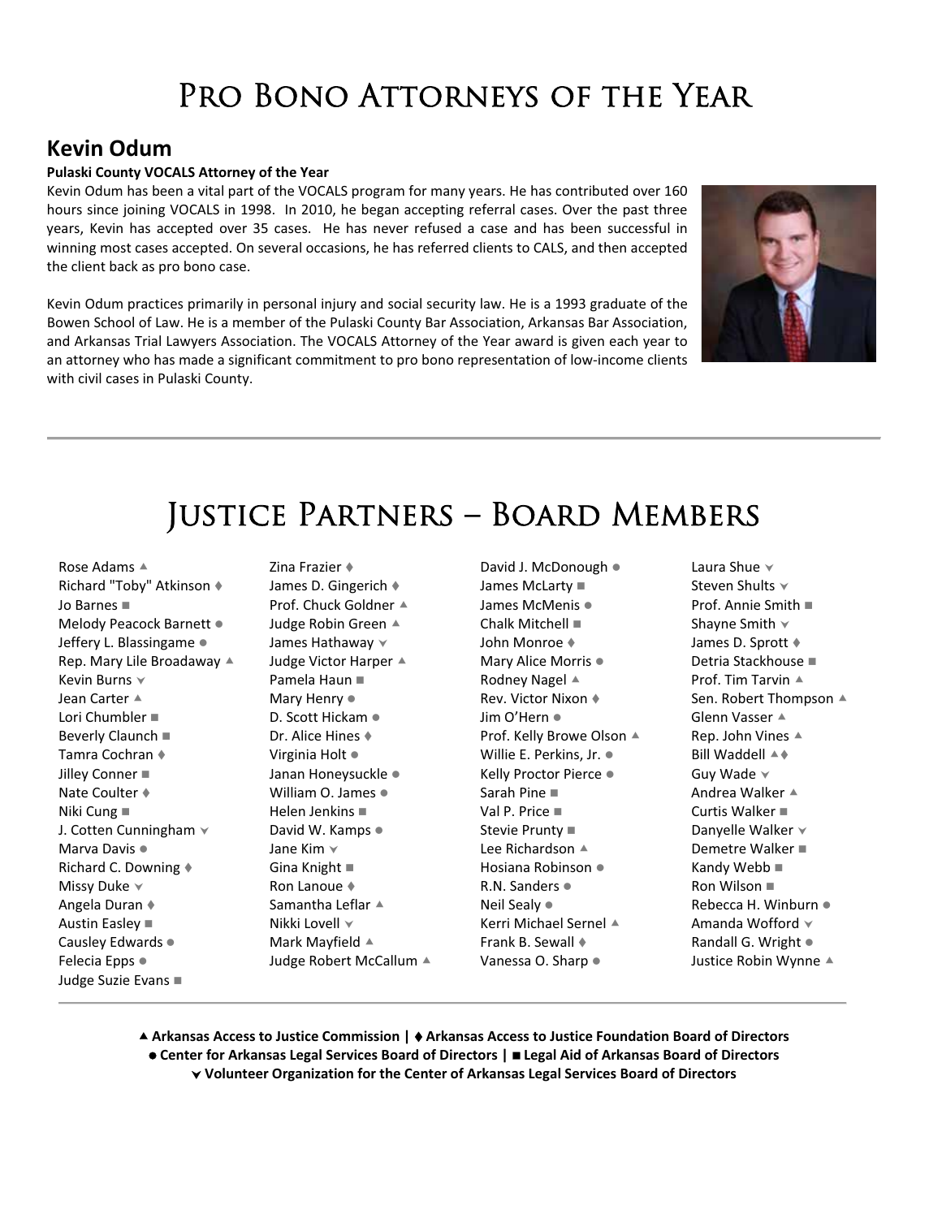# Pro Bono Attorneys of the Year

## Kevin Odum

**Pulaski County VOCALS Attorney of the Year**

Kevin Odum has been a vital part of the VOCALS program for many years. He has contributed over 160 hours since joining VOCALS in 1998. In 2010, he began accepting referral cases. Over the past three years, Kevin has accepted over 35 cases. He has never refused a case and has been successful in winning most cases accepted. On several occasions, he has referred clients to CALS, and then accepted the client back as pro bono case.

Kevin Odum practices primarily in personal injury and social security law. He is a 1993 graduate of the Bowen School of Law. He is a member of the Pulaski County Bar Association, Arkansas Bar Association, and Arkansas Trial Lawyers Association. The VOCALS Attorney of the Year award is given each year to an attorney who has made a significant commitment to pro bono representation of low-income clients with civil cases in Pulaski County.

---

# Justice Partners – Board Members

- Rose Adams ▲
- Richard "Toby" Atkinson ♦
- Jo Barnes ■
- Melody Peacock Barnett ●
- Jeffery L. Blassingame ●
- Rep. Mary Lile Broadaway ▲
- Kevin Burns ⮟
- Jean Carter ▲
- Lori Chumbler ■
- Beverly Claunch ■
- Tamra Cochran ♦
- Jilley Conner ■
- Nate Coulter ♦
- Niki Cung ■
- J. Cotten Cunningham ⮟
- Marva Davis ●
- Richard C. Downing ♦
- Missy Duke ⮟
- Angela Duran ♦
- Austin Easley ■
- Causley Edwards ●
- Felecia Epps ●
- Judge Suzie Evans ■
- Zina Frazier ♦
- James D. Gingerich ♦
- Prof. Chuck Goldner ▲
- Judge Robin Green ▲
- James Hathaway ⮟
- Judge Victor Harper ▲
- Pamela Haun ■
- Mary Henry ●
- D. Scott Hickam ●
- Dr. Alice Hines ♦
- Virginia Holt ●
- Janan Honeysuckle ●
- William O. James ●
- Helen Jenkins ■
- David W. Kamps ●
- Jane Kim ⮟
- Gina Knight ■
- Ron Lanoue ♦
- Samantha Leflar ▲
- Nikki Lovell ⮟
- Mark Mayfield ▲
- Judge Robert McCallum ▲
- David J. McDonough ●
- James McLarty ■
- James McMenis ●
- Chalk Mitchell ■
- John Monroe ♦
- Mary Alice Morris ●
- Rodney Nagel ▲
- Rev. Victor Nixon ♦
- Jim O'Hern ●
- Prof. Kelly Browe Olson ▲
- Willie E. Perkins, Jr. ●
- Kelly Proctor Pierce ●
- Sarah Pine ■
- Val P. Price ■
- Stevie Prunty ■
- Lee Richardson ▲
- Hosiana Robinson ●
- R.N. Sanders ●
- Neil Sealy ●
- Kerri Michael Sernel ▲
- Frank B. Sewall ♦
- Vanessa O. Sharp ●
- Laura Shue ⮟
- Steven Shults ⮟
- Prof. Annie Smith ■
- Shayne Smith ⮟
- James D. Sprott ♦
- Detria Stackhouse ■
- Prof. Tim Tarvin ▲
- Sen. Robert Thompson ▲
- Glenn Vasser ▲
- Rep. John Vines ▲
- Bill Waddell ▲♦
- Guy Wade ⮟
- Andrea Walker ▲
- Curtis Walker ■
- Danyelle Walker ⮟
- Demetre Walker ■
- Kandy Webb ■
- Ron Wilson ■
- Rebecca H. Winburn ●
- Amanda Wofford ⮟
- Randall G. Wright ●
- Justice Robin Wynne ▲

---

**▲ Arkansas Access to Justice Commission | ♦ Arkansas Access to Justice Foundation Board of Directors**
**● Center for Arkansas Legal Services Board of Directors | ■ Legal Aid of Arkansas Board of Directors**
**⮟ Volunteer Organization for the Center of Arkansas Legal Services Board of Directors**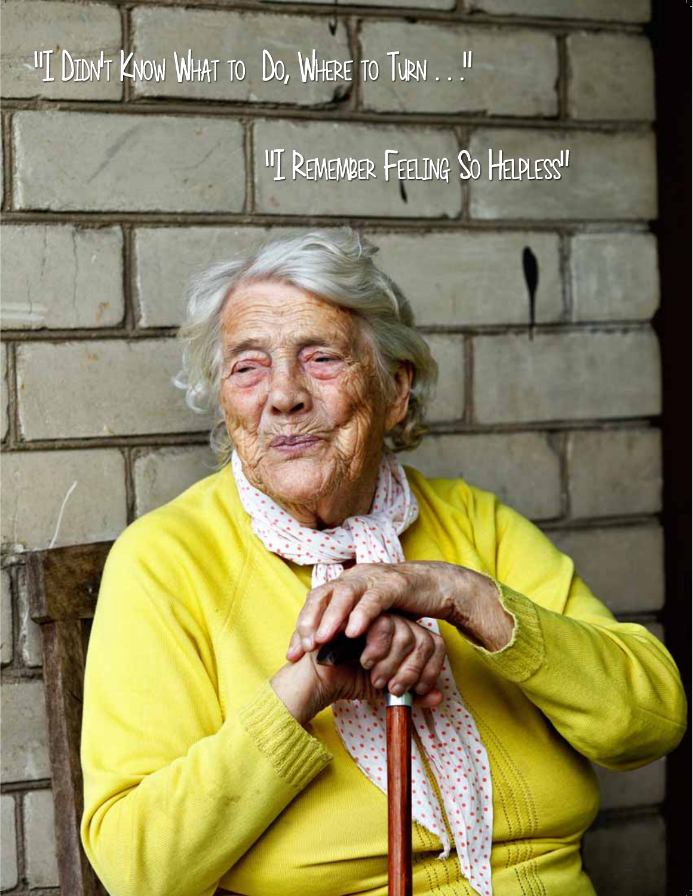"I Didn't Know What to Do, Where to Turn . . ."

"I Remember Feeling So Helpless"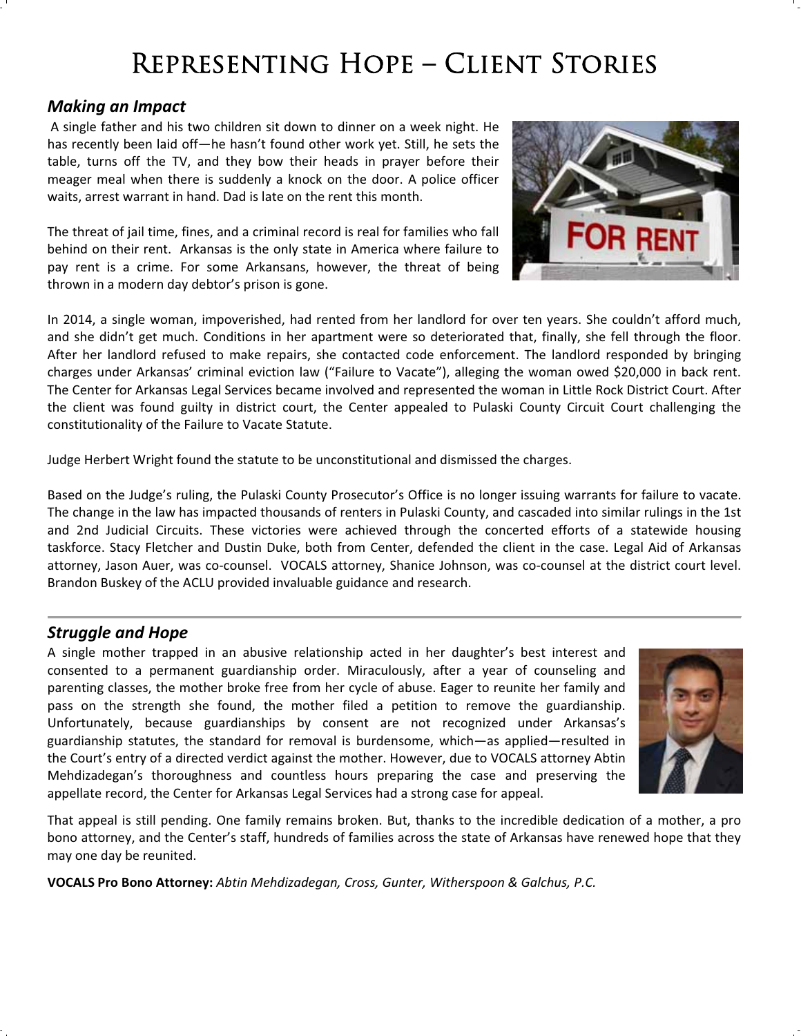# Representing Hope – Client Stories

## *Making an Impact*

A single father and his two children sit down to dinner on a week night. He has recently been laid off—he hasn't found other work yet. Still, he sets the table, turns off the TV, and they bow their heads in prayer before their meager meal when there is suddenly a knock on the door. A police officer waits, arrest warrant in hand. Dad is late on the rent this month.

The threat of jail time, fines, and a criminal record is real for families who fall behind on their rent. Arkansas is the only state in America where failure to pay rent is a crime. For some Arkansans, however, the threat of being thrown in a modern day debtor's prison is gone.

In 2014, a single woman, impoverished, had rented from her landlord for over ten years. She couldn't afford much, and she didn't get much. Conditions in her apartment were so deteriorated that, finally, she fell through the floor. After her landlord refused to make repairs, she contacted code enforcement. The landlord responded by bringing charges under Arkansas' criminal eviction law ("Failure to Vacate"), alleging the woman owed $20,000 in back rent. The Center for Arkansas Legal Services became involved and represented the woman in Little Rock District Court. After the client was found guilty in district court, the Center appealed to Pulaski County Circuit Court challenging the constitutionality of the Failure to Vacate Statute.

Judge Herbert Wright found the statute to be unconstitutional and dismissed the charges.

Based on the Judge's ruling, the Pulaski County Prosecutor's Office is no longer issuing warrants for failure to vacate. The change in the law has impacted thousands of renters in Pulaski County, and cascaded into similar rulings in the 1st and 2nd Judicial Circuits. These victories were achieved through the concerted efforts of a statewide housing taskforce. Stacy Fletcher and Dustin Duke, both from Center, defended the client in the case. Legal Aid of Arkansas attorney, Jason Auer, was co-counsel. VOCALS attorney, Shanice Johnson, was co-counsel at the district court level. Brandon Buskey of the ACLU provided invaluable guidance and research.

---

## *Struggle and Hope*

A single mother trapped in an abusive relationship acted in her daughter's best interest and consented to a permanent guardianship order. Miraculously, after a year of counseling and parenting classes, the mother broke free from her cycle of abuse. Eager to reunite her family and pass on the strength she found, the mother filed a petition to remove the guardianship. Unfortunately, because guardianships by consent are not recognized under Arkansas's guardianship statutes, the standard for removal is burdensome, which—as applied—resulted in the Court's entry of a directed verdict against the mother. However, due to VOCALS attorney Abtin Mehdizadegan's thoroughness and countless hours preparing the case and preserving the appellate record, the Center for Arkansas Legal Services had a strong case for appeal.

That appeal is still pending. One family remains broken. But, thanks to the incredible dedication of a mother, a pro bono attorney, and the Center's staff, hundreds of families across the state of Arkansas have renewed hope that they may one day be reunited.

**VOCALS Pro Bono Attorney:** *Abtin Mehdizadegan, Cross, Gunter, Witherspoon & Galchus, P.C.*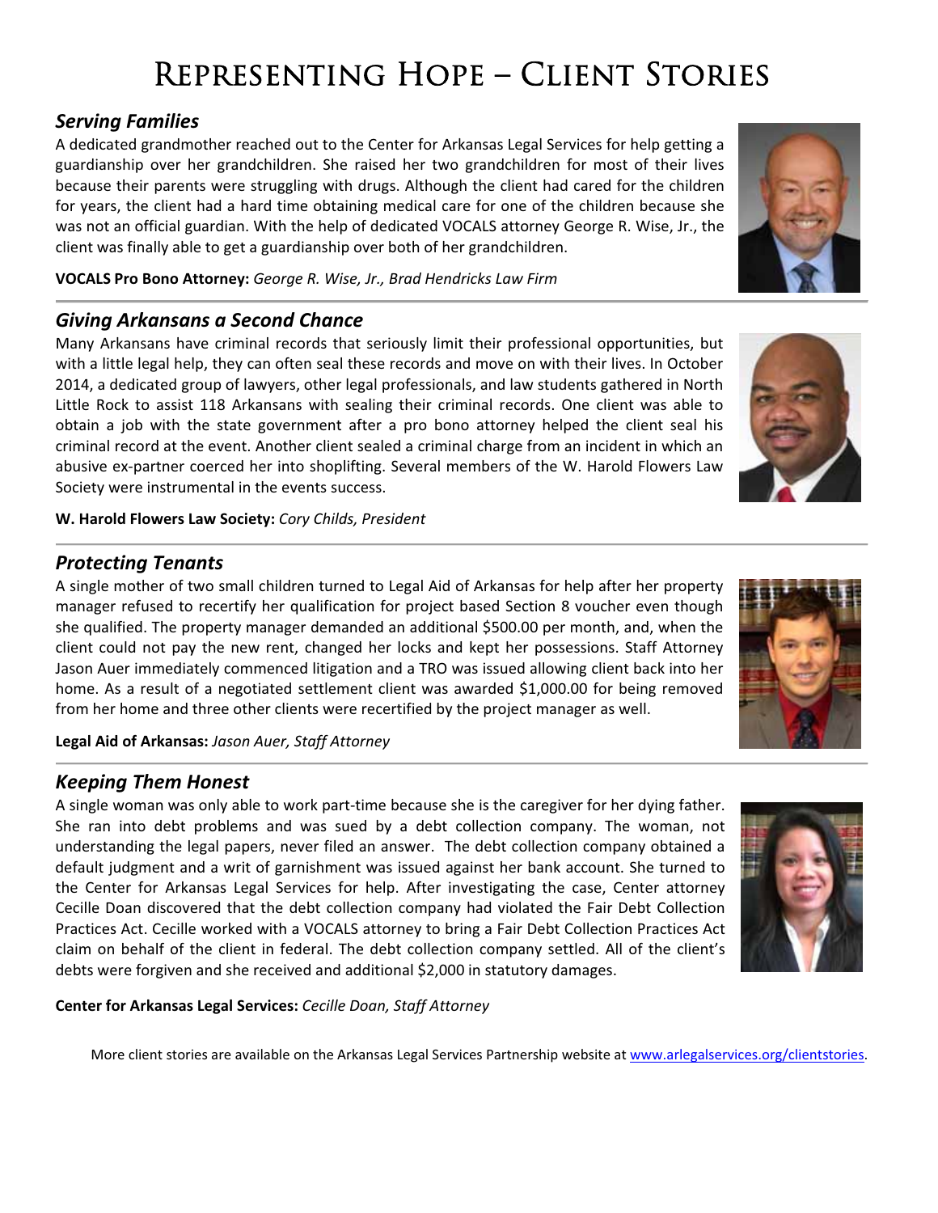# Representing Hope – Client Stories

## *Serving Families*

A dedicated grandmother reached out to the Center for Arkansas Legal Services for help getting a guardianship over her grandchildren. She raised her two grandchildren for most of their lives because their parents were struggling with drugs. Although the client had cared for the children for years, the client had a hard time obtaining medical care for one of the children because she was not an official guardian. With the help of dedicated VOCALS attorney George R. Wise, Jr., the client was finally able to get a guardianship over both of her grandchildren.

**VOCALS Pro Bono Attorney:** *George R. Wise, Jr., Brad Hendricks Law Firm*

## *Giving Arkansans a Second Chance*

Many Arkansans have criminal records that seriously limit their professional opportunities, but with a little legal help, they can often seal these records and move on with their lives. In October 2014, a dedicated group of lawyers, other legal professionals, and law students gathered in North Little Rock to assist 118 Arkansans with sealing their criminal records. One client was able to obtain a job with the state government after a pro bono attorney helped the client seal his criminal record at the event. Another client sealed a criminal charge from an incident in which an abusive ex-partner coerced her into shoplifting. Several members of the W. Harold Flowers Law Society were instrumental in the events success.

**W. Harold Flowers Law Society:** *Cory Childs, President*

## *Protecting Tenants*

A single mother of two small children turned to Legal Aid of Arkansas for help after her property manager refused to recertify her qualification for project based Section 8 voucher even though she qualified. The property manager demanded an additional $500.00 per month, and, when the client could not pay the new rent, changed her locks and kept her possessions. Staff Attorney Jason Auer immediately commenced litigation and a TRO was issued allowing client back into her home. As a result of a negotiated settlement client was awarded $1,000.00 for being removed from her home and three other clients were recertified by the project manager as well.

**Legal Aid of Arkansas:** *Jason Auer, Staff Attorney*

## *Keeping Them Honest*

A single woman was only able to work part-time because she is the caregiver for her dying father. She ran into debt problems and was sued by a debt collection company. The woman, not understanding the legal papers, never filed an answer. The debt collection company obtained a default judgment and a writ of garnishment was issued against her bank account. She turned to the Center for Arkansas Legal Services for help. After investigating the case, Center attorney Cecille Doan discovered that the debt collection company had violated the Fair Debt Collection Practices Act. Cecille worked with a VOCALS attorney to bring a Fair Debt Collection Practices Act claim on behalf of the client in federal. The debt collection company settled. All of the client's debts were forgiven and she received and additional $2,000 in statutory damages.

**Center for Arkansas Legal Services:** *Cecille Doan, Staff Attorney*

More client stories are available on the Arkansas Legal Services Partnership website at www.arlegalservices.org/clientstories.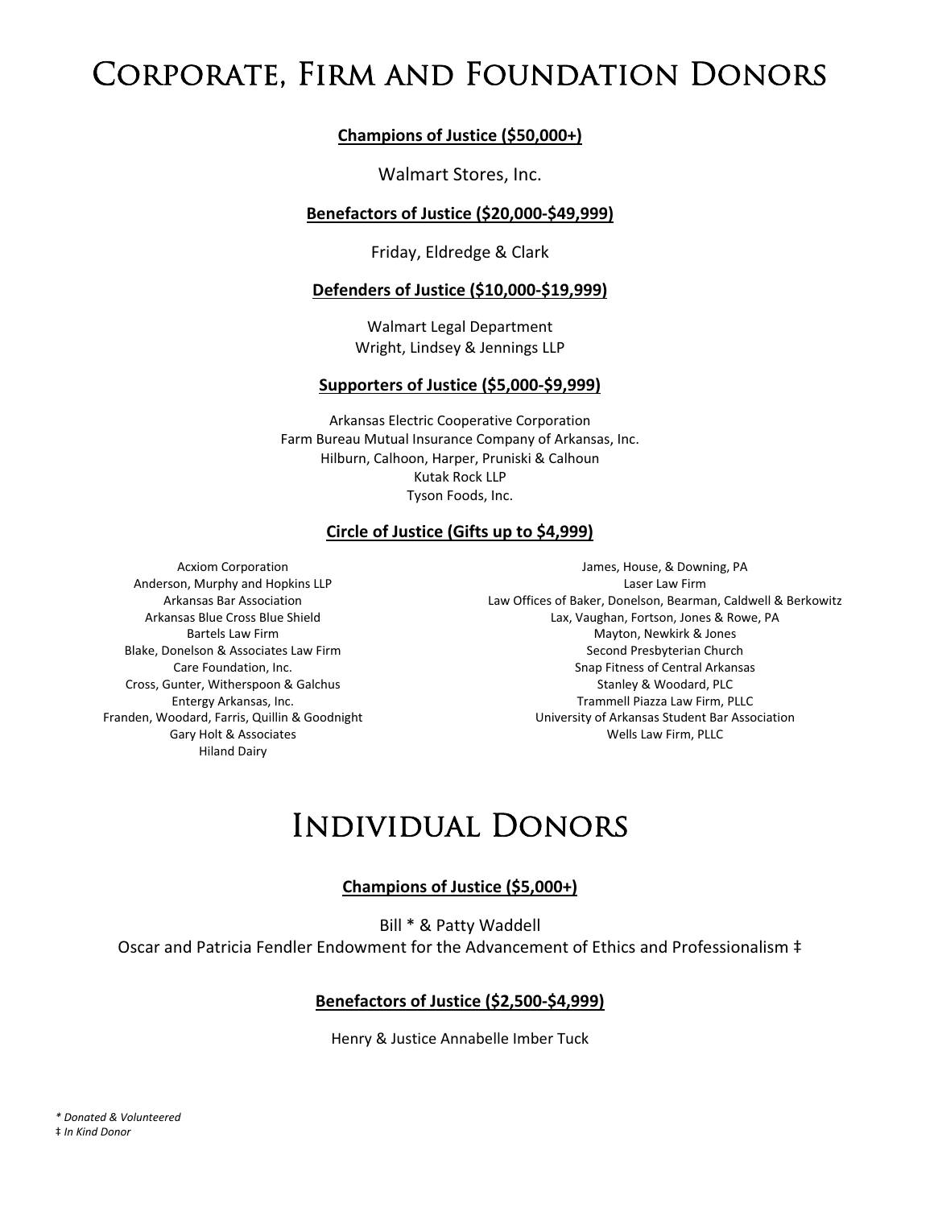# Corporate, Firm and Foundation Donors

**Champions of Justice ($50,000+)**

Walmart Stores, Inc.

**Benefactors of Justice ($20,000-$49,999)**

Friday, Eldredge & Clark

**Defenders of Justice ($10,000-$19,999)**

Walmart Legal Department
Wright, Lindsey & Jennings LLP

**Supporters of Justice ($5,000-$9,999)**

Arkansas Electric Cooperative Corporation
Farm Bureau Mutual Insurance Company of Arkansas, Inc.
Hilburn, Calhoon, Harper, Pruniski & Calhoun
Kutak Rock LLP
Tyson Foods, Inc.

**Circle of Justice (Gifts up to $4,999)**

Acxiom Corporation
Anderson, Murphy and Hopkins LLP
Arkansas Bar Association
Arkansas Blue Cross Blue Shield
Bartels Law Firm
Blake, Donelson & Associates Law Firm
Care Foundation, Inc.
Cross, Gunter, Witherspoon & Galchus
Entergy Arkansas, Inc.
Franden, Woodard, Farris, Quillin & Goodnight
Gary Holt & Associates
Hiland Dairy
James, House, & Downing, PA
Laser Law Firm
Law Offices of Baker, Donelson, Bearman, Caldwell & Berkowitz
Lax, Vaughan, Fortson, Jones & Rowe, PA
Mayton, Newkirk & Jones
Second Presbyterian Church
Snap Fitness of Central Arkansas
Stanley & Woodard, PLC
Trammell Piazza Law Firm, PLLC
University of Arkansas Student Bar Association
Wells Law Firm, PLLC

# Individual Donors

**Champions of Justice ($5,000+)**

Bill * & Patty Waddell
Oscar and Patricia Fendler Endowment for the Advancement of Ethics and Professionalism ‡

**Benefactors of Justice ($2,500-$4,999)**

Henry & Justice Annabelle Imber Tuck

*\* Donated & Volunteered*
*‡ In Kind Donor*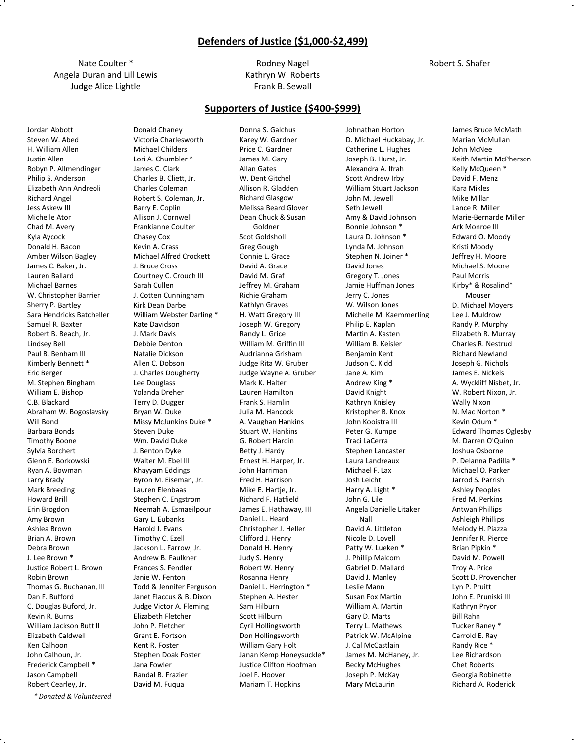## Defenders of Justice ($1,000-$2,499)

Nate Coulter *
Angela Duran and Lill Lewis
Judge Alice Lightle
Rodney Nagel
Kathryn W. Roberts
Frank B. Sewall
Robert S. Shafer

## Supporters of Justice ($400-$999)

Jordan Abbott
Steven W. Abed
H. William Allen
Justin Allen
Robyn P. Allmendinger
Philip S. Anderson
Elizabeth Ann Andreoli
Richard Angel
Jess Askew III
Michelle Ator
Chad M. Avery
Kyla Aycock
Donald H. Bacon
Amber Wilson Bagley
James C. Baker, Jr.
Lauren Ballard
Michael Barnes
W. Christopher Barrier
Sherry P. Bartley
Sara Hendricks Batcheller
Samuel R. Baxter
Robert B. Beach, Jr.
Lindsey Bell
Paul B. Benham III
Kimberly Bennett *
Eric Berger
M. Stephen Bingham
William E. Bishop
C.B. Blackard
Abraham W. Bogoslavsky
Will Bond
Barbara Bonds
Timothy Boone
Sylvia Borchert
Glenn E. Borkowski
Ryan A. Bowman
Larry Brady
Mark Breeding
Howard Brill
Erin Brogdon
Amy Brown
Ashlea Brown
Brian A. Brown
Debra Brown
J. Lee Brown *
Justice Robert L. Brown
Robin Brown
Thomas G. Buchanan, III
Dan F. Bufford
C. Douglas Buford, Jr.
Kevin R. Burns
William Jackson Butt II
Elizabeth Caldwell
Ken Calhoon
John Calhoun, Jr.
Frederick Campbell *
Jason Campbell
Robert Cearley, Jr.
Donald Chaney
Victoria Charlesworth
Michael Childers
Lori A. Chumbler *
James C. Clark
Charles B. Cliett, Jr.
Charles Coleman
Robert S. Coleman, Jr.
Barry E. Coplin
Allison J. Cornwell
Frankianne Coulter
Chasey Cox
Kevin A. Crass
Michael Alfred Crockett
J. Bruce Cross
Courtney C. Crouch III
Sarah Cullen
J. Cotten Cunningham
Kirk Dean Darbe
William Webster Darling *
Kate Davidson
J. Mark Davis
Debbie Denton
Natalie Dickson
Allen C. Dobson
J. Charles Dougherty
Lee Douglass
Yolanda Dreher
Terry D. Dugger
Bryan W. Duke
Missy McJunkins Duke *
Steven Duke
Wm. David Duke
J. Benton Dyke
Walter M. Ebel III
Khayyam Eddings
Byron M. Eiseman, Jr.
Lauren Elenbaas
Stephen C. Engstrom
Neemah A. Esmaeilpour
Gary L. Eubanks
Harold J. Evans
Timothy C. Ezell
Jackson L. Farrow, Jr.
Andrew B. Faulkner
Frances S. Fendler
Janie W. Fenton
Todd & Jennifer Ferguson
Janet Flaccus & B. Dixon
Judge Victor A. Fleming
Elizabeth Fletcher
John P. Fletcher
Grant E. Fortson
Kent R. Foster
Stephen Doak Foster
Jana Fowler
Randal B. Frazier
David M. Fuqua
Donna S. Galchus
Karey W. Gardner
Price C. Gardner
James M. Gary
Allan Gates
W. Dent Gitchel
Allison R. Gladden
Richard Glasgow
Melissa Beard Glover
Dean Chuck & Susan Goldner
Scot Goldsholl
Greg Gough
Connie L. Grace
David A. Grace
David M. Graf
Jeffrey M. Graham
Richie Graham
Kathlyn Graves
H. Watt Gregory III
Joseph W. Gregory
Randy L. Grice
William M. Griffin III
Audrianna Grisham
Judge Rita W. Gruber
Judge Wayne A. Gruber
Mark K. Halter
Lauren Hamilton
Frank S. Hamlin
Julia M. Hancock
A. Vaughan Hankins
Stuart W. Hankins
G. Robert Hardin
Betty J. Hardy
Ernest H. Harper, Jr.
John Harriman
Fred H. Harrison
Mike E. Hartje, Jr.
Richard F. Hatfield
James E. Hathaway, III
Daniel L. Heard
Christopher J. Heller
Clifford J. Henry
Donald H. Henry
Judy S. Henry
Robert W. Henry
Rosanna Henry
Daniel L. Herrington *
Stephen A. Hester
Sam Hilburn
Scott Hilburn
Cyril Hollingsworth
Don Hollingsworth
William Gary Holt
Janan Kemp Honeysuckle*
Justice Clifton Hoofman
Joel F. Hoover
Mariam T. Hopkins
Johnathan Horton
D. Michael Huckabay, Jr.
Catherine L. Hughes
Joseph B. Hurst, Jr.
Alexandra A. Ifrah
Scott Andrew Irby
William Stuart Jackson
John M. Jewell
Seth Jewell
Amy & David Johnson
Bonnie Johnson *
Laura D. Johnson *
Lynda M. Johnson
Stephen N. Joiner *
David Jones
Gregory T. Jones
Jamie Huffman Jones
Jerry C. Jones
W. Wilson Jones
Michelle M. Kaemmerling
Philip E. Kaplan
Martin A. Kasten
William B. Keisler
Benjamin Kent
Judson C. Kidd
Jane A. Kim
Andrew King *
David Knight
Kathryn Knisley
Kristopher B. Knox
John Kooistra III
Peter G. Kumpe
Traci LaCerra
Stephen Lancaster
Laura Landreaux
Michael F. Lax
Josh Leicht
Harry A. Light *
John G. Lile
Angela Danielle Litaker Nall
David A. Littleton
Nicole D. Lovell
Patty W. Lueken *
J. Phillip Malcom
Gabriel D. Mallard
David J. Manley
Leslie Mann
Susan Fox Martin
William A. Martin
Gary D. Marts
Terry L. Mathews
Patrick W. McAlpine
J. Cal McCastlain
James M. McHaney, Jr.
Becky McHughes
Joseph P. McKay
Mary McLaurin
James Bruce McMath
Marian McMullan
John McNee
Keith Martin McPherson
Kelly McQueen *
David F. Menz
Kara Mikles
Mike Millar
Lance R. Miller
Marie-Bernarde Miller
Ark Monroe III
Edward O. Moody
Kristi Moody
Jeffrey H. Moore
Michael S. Moore
Paul Morris
Kirby* & Rosalind* Mouser
D. Michael Moyers
Lee J. Muldrow
Randy P. Murphy
Elizabeth R. Murray
Charles R. Nestrud
Richard Newland
Joseph G. Nichols
James E. Nickels
A. Wyckliff Nisbet, Jr.
W. Robert Nixon, Jr.
Wally Nixon
N. Mac Norton *
Kevin Odum *
Edward Thomas Oglesby
M. Darren O'Quinn
Joshua Osborne
P. Delanna Padilla *
Michael O. Parker
Jarrod S. Parrish
Ashley Peoples
Fred M. Perkins
Antwan Phillips
Ashleigh Phillips
Melody H. Piazza
Jennifer R. Pierce
Brian Pipkin *
David M. Powell
Troy A. Price
Scott D. Provencher
Lyn P. Pruitt
John E. Pruniski III
Kathryn Pryor
Bill Rahn
Tucker Raney *
Carrold E. Ray
Randy Rice *
Lee Richardson
Chet Roberts
Georgia Robinette
Richard A. Roderick

*\* Donated & Volunteered*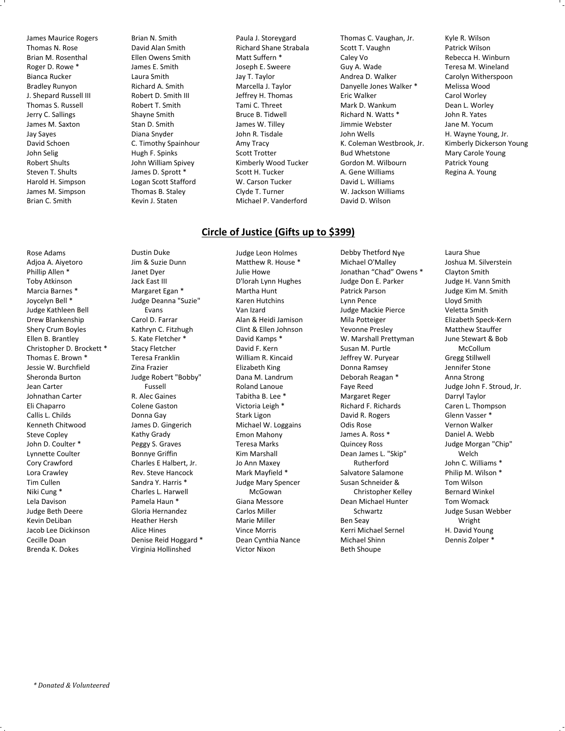James Maurice Rogers
Thomas N. Rose
Brian M. Rosenthal
Roger D. Rowe *
Bianca Rucker
Bradley Runyon
J. Shepard Russell III
Thomas S. Russell
Jerry C. Sallings
James M. Saxton
Jay Sayes
David Schoen
John Selig
Robert Shults
Steven T. Shults
Harold H. Simpson
James M. Simpson
Brian C. Smith
Brian N. Smith
David Alan Smith
Ellen Owens Smith
James E. Smith
Laura Smith
Richard A. Smith
Robert D. Smith III
Robert T. Smith
Shayne Smith
Stan D. Smith
Diana Snyder
C. Timothy Spainhour
Hugh F. Spinks
John William Spivey
James D. Sprott *
Logan Scott Stafford
Thomas B. Staley
Kevin J. Staten
Paula J. Storeygard
Richard Shane Strabala
Matt Suffern *
Joseph E. Sweere
Jay T. Taylor
Marcella J. Taylor
Jeffrey H. Thomas
Tami C. Threet
Bruce B. Tidwell
James W. Tilley
John R. Tisdale
Amy Tracy
Scott Trotter
Kimberly Wood Tucker
Scott H. Tucker
W. Carson Tucker
Clyde T. Turner
Michael P. Vanderford
Thomas C. Vaughan, Jr.
Scott T. Vaughn
Caley Vo
Guy A. Wade
Andrea D. Walker
Danyelle Jones Walker *
Eric Walker
Mark D. Wankum
Richard N. Watts *
Jimmie Webster
John Wells
K. Coleman Westbrook, Jr.
Bud Whetstone
Gordon M. Wilbourn
A. Gene Williams
David L. Williams
W. Jackson Williams
David D. Wilson
Kyle R. Wilson
Patrick Wilson
Rebecca H. Winburn
Teresa M. Wineland
Carolyn Witherspoon
Melissa Wood
Carol Worley
Dean L. Worley
John R. Yates
Jane M. Yocum
H. Wayne Young, Jr.
Kimberly Dickerson Young
Mary Carole Young
Patrick Young
Regina A. Young

## Circle of Justice (Gifts up to $399)

Rose Adams
Adjoa A. Aiyetoro
Phillip Allen *
Toby Atkinson
Marcia Barnes *
Joycelyn Bell *
Judge Kathleen Bell
Drew Blankenship
Shery Crum Boyles
Ellen B. Brantley
Christopher D. Brockett *
Thomas E. Brown *
Jessie W. Burchfield
Sheronda Burton
Jean Carter
Johnathan Carter
Eli Chaparro
Callis L. Childs
Kenneth Chitwood
Steve Copley
John D. Coulter *
Lynnette Coulter
Cory Crawford
Lora Crawley
Tim Cullen
Niki Cung *
Lela Davison
Judge Beth Deere
Kevin DeLiban
Jacob Lee Dickinson
Cecille Doan
Brenda K. Dokes
Dustin Duke
Jim & Suzie Dunn
Janet Dyer
Jack East III
Margaret Egan *
Judge Deanna "Suzie" Evans
Carol D. Farrar
Kathryn C. Fitzhugh
S. Kate Fletcher *
Stacy Fletcher
Teresa Franklin
Zina Frazier
Judge Robert "Bobby" Fussell
R. Alec Gaines
Colene Gaston
Donna Gay
James D. Gingerich
Kathy Grady
Peggy S. Graves
Bonnye Griffin
Charles E Halbert, Jr.
Rev. Steve Hancock
Sandra Y. Harris *
Charles L. Harwell
Pamela Haun *
Gloria Hernandez
Heather Hersh
Alice Hines
Denise Reid Hoggard *
Virginia Hollinshed
Judge Leon Holmes
Matthew R. House *
Julie Howe
D'lorah Lynn Hughes
Martha Hunt
Karen Hutchins
Van Izard
Alan & Heidi Jamison
Clint & Ellen Johnson
David Kamps *
David F. Kern
William R. Kincaid
Elizabeth King
Dana M. Landrum
Roland Lanoue
Tabitha B. Lee *
Victoria Leigh *
Stark Ligon
Michael W. Loggains
Emon Mahony
Teresa Marks
Kim Marshall
Jo Ann Maxey
Mark Mayfield *
Judge Mary Spencer McGowan
Giana Messore
Carlos Miller
Marie Miller
Vince Morris
Dean Cynthia Nance
Victor Nixon
Debby Thetford Nye
Michael O'Malley
Jonathan "Chad" Owens *
Judge Don E. Parker
Patrick Parson
Lynn Pence
Judge Mackie Pierce
Mila Potteiger
Yevonne Presley
W. Marshall Prettyman
Susan M. Purtle
Jeffrey W. Puryear
Donna Ramsey
Deborah Reagan *
Faye Reed
Margaret Reger
Richard F. Richards
David R. Rogers
Odis Rose
James A. Ross *
Quincey Ross
Dean James L. "Skip" Rutherford
Salvatore Salamone
Susan Schneider & Christopher Kelley
Dean Michael Hunter Schwartz
Ben Seay
Kerri Michael Sernel
Michael Shinn
Beth Shoupe
Laura Shue
Joshua M. Silverstein
Clayton Smith
Judge H. Vann Smith
Judge Kim M. Smith
Lloyd Smith
Veletta Smith
Elizabeth Speck-Kern
Matthew Stauffer
June Stewart & Bob McCollum
Gregg Stillwell
Jennifer Stone
Anna Strong
Judge John F. Stroud, Jr.
Darryl Taylor
Caren L. Thompson
Glenn Vasser *
Vernon Walker
Daniel A. Webb
Judge Morgan "Chip" Welch
John C. Williams *
Philip M. Wilson *
Tom Wilson
Bernard Winkel
Tom Womack
Judge Susan Webber Wright
H. David Young
Dennis Zolper *

*\* Donated & Volunteered*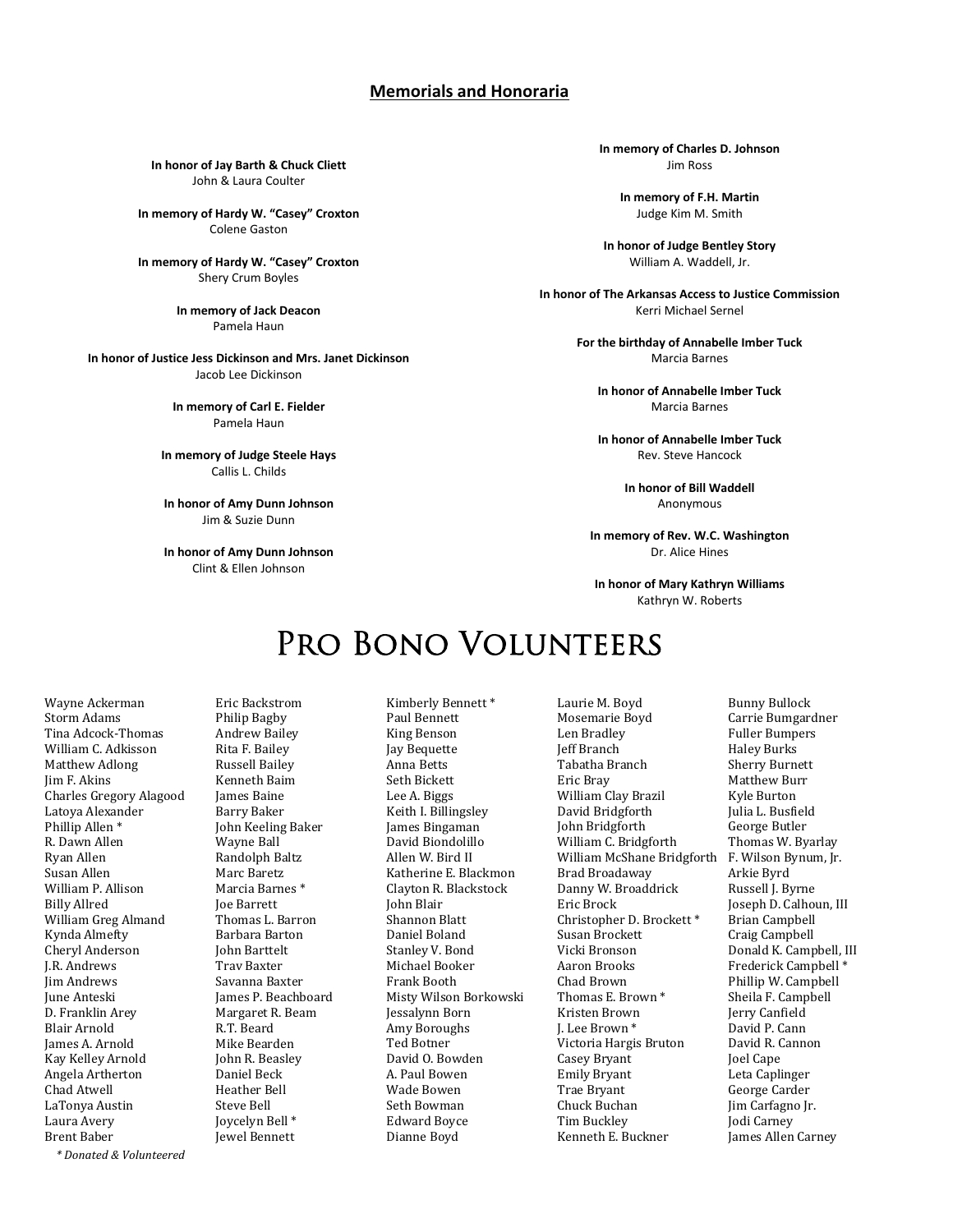## Memorials and Honoraria

**In honor of Jay Barth & Chuck Cliett**
John & Laura Coulter

**In memory of Hardy W. "Casey" Croxton**
Colene Gaston

**In memory of Hardy W. "Casey" Croxton**
Shery Crum Boyles

**In memory of Jack Deacon**
Pamela Haun

**In honor of Justice Jess Dickinson and Mrs. Janet Dickinson**
Jacob Lee Dickinson

**In memory of Carl E. Fielder**
Pamela Haun

**In memory of Judge Steele Hays**
Callis L. Childs

**In honor of Amy Dunn Johnson**
Jim & Suzie Dunn

**In honor of Amy Dunn Johnson**
Clint & Ellen Johnson

**In memory of Charles D. Johnson**
Jim Ross

**In memory of F.H. Martin**
Judge Kim M. Smith

**In honor of Judge Bentley Story**
William A. Waddell, Jr.

**In honor of The Arkansas Access to Justice Commission**
Kerri Michael Sernel

**For the birthday of Annabelle Imber Tuck**
Marcia Barnes

**In honor of Annabelle Imber Tuck**
Marcia Barnes

**In honor of Annabelle Imber Tuck**
Rev. Steve Hancock

**In honor of Bill Waddell**
Anonymous

**In memory of Rev. W.C. Washington**
Dr. Alice Hines

**In honor of Mary Kathryn Williams**
Kathryn W. Roberts

# Pro Bono Volunteers

Wayne Ackerman
Storm Adams
Tina Adcock-Thomas
William C. Adkisson
Matthew Adlong
Jim F. Akins
Charles Gregory Alagood
Latoya Alexander
Phillip Allen *
R. Dawn Allen
Ryan Allen
Susan Allen
William P. Allison
Billy Allred
William Greg Almand
Kynda Almefty
Cheryl Anderson
J.R. Andrews
Jim Andrews
June Anteski
D. Franklin Arey
Blair Arnold
James A. Arnold
Kay Kelley Arnold
Angela Artherton
Chad Atwell
LaTonya Austin
Laura Avery
Brent Baber
Eric Backstrom
Philip Bagby
Andrew Bailey
Rita F. Bailey
Russell Bailey
Kenneth Baim
James Baine
Barry Baker
John Keeling Baker
Wayne Ball
Randolph Baltz
Marc Baretz
Marcia Barnes *
Joe Barrett
Thomas L. Barron
Barbara Barton
John Barttelt
Trav Baxter
Savanna Baxter
James P. Beachboard
Margaret R. Beam
R.T. Beard
Mike Bearden
John R. Beasley
Daniel Beck
Heather Bell
Steve Bell
Joycelyn Bell *
Jewel Bennett
Kimberly Bennett *
Paul Bennett
King Benson
Jay Bequette
Anna Betts
Seth Bickett
Lee A. Biggs
Keith I. Billingsley
James Bingaman
David Biondolillo
Allen W. Bird II
Katherine E. Blackmon
Clayton R. Blackstock
John Blair
Shannon Blatt
Daniel Boland
Stanley V. Bond
Michael Booker
Frank Booth
Misty Wilson Borkowski
Jessalynn Born
Amy Boroughs
Ted Botner
David O. Bowden
A. Paul Bowen
Wade Bowen
Seth Bowman
Edward Boyce
Dianne Boyd
Laurie M. Boyd
Mosemarie Boyd
Len Bradley
Jeff Branch
Tabatha Branch
Eric Bray
William Clay Brazil
David Bridgforth
John Bridgforth
William C. Bridgforth
William McShane Bridgforth
Brad Broadaway
Danny W. Broaddrick
Eric Brock
Christopher D. Brockett *
Susan Brockett
Vicki Bronson
Aaron Brooks
Chad Brown
Thomas E. Brown *
Kristen Brown
J. Lee Brown *
Victoria Hargis Bruton
Casey Bryant
Emily Bryant
Trae Bryant
Chuck Buchan
Tim Buckley
Kenneth E. Buckner
Bunny Bullock
Carrie Bumgardner
Fuller Bumpers
Haley Burks
Sherry Burnett
Matthew Burr
Kyle Burton
Julia L. Busfield
George Butler
Thomas W. Byarlay
F. Wilson Bynum, Jr.
Arkie Byrd
Russell J. Byrne
Joseph D. Calhoun, III
Brian Campbell
Craig Campbell
Donald K. Campbell, III
Frederick Campbell *
Phillip W. Campbell
Sheila F. Campbell
Jerry Canfield
David P. Cann
David R. Cannon
Joel Cape
Leta Caplinger
George Carder
Jim Carfagno Jr.
Jodi Carney
James Allen Carney

*\* Donated & Volunteered*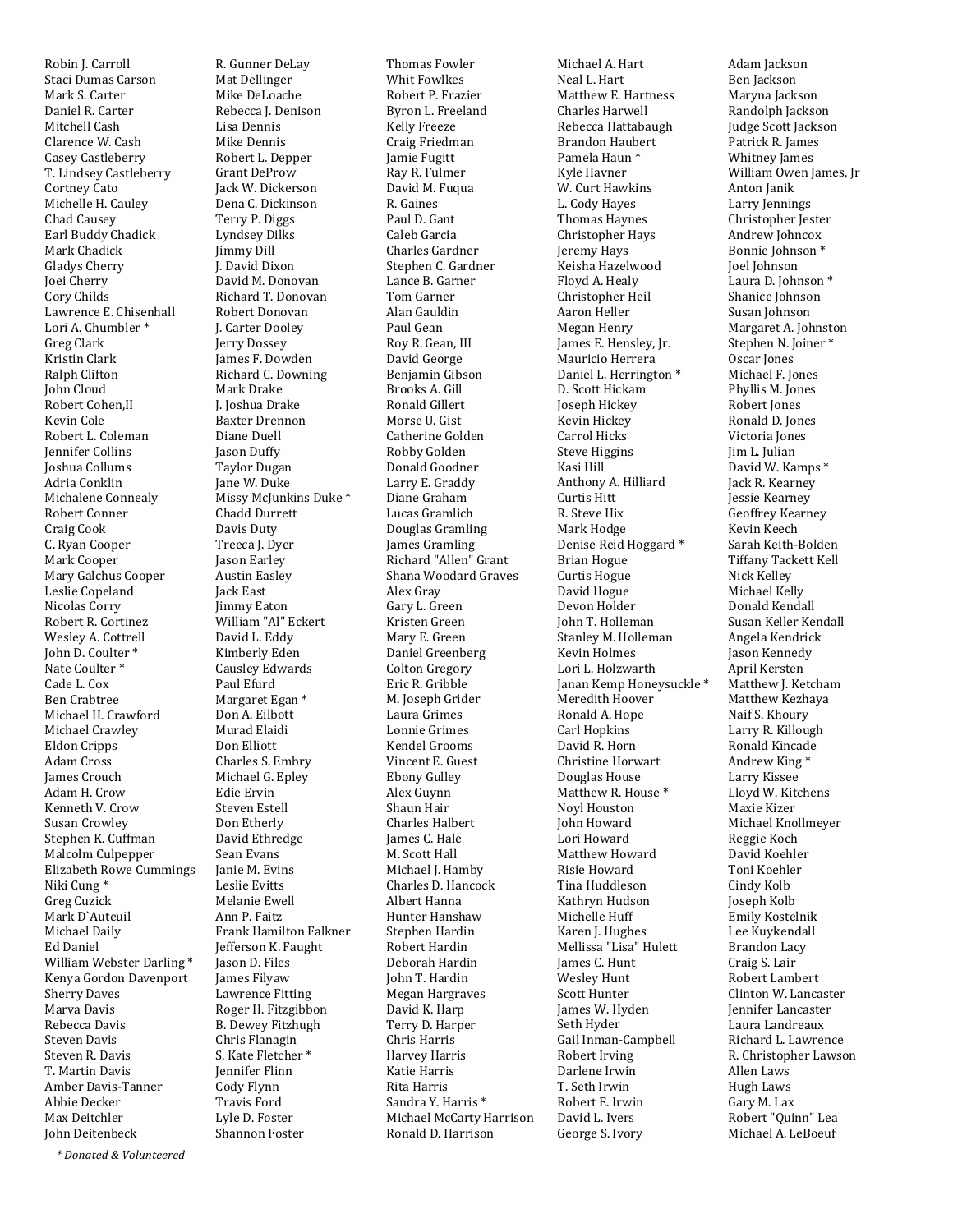Robin J. Carroll
Staci Dumas Carson
Mark S. Carter
Daniel R. Carter
Mitchell Cash
Clarence W. Cash
Casey Castleberry
T. Lindsey Castleberry
Cortney Cato
Michelle H. Cauley
Chad Causey
Earl Buddy Chadick
Mark Chadick
Gladys Cherry
Joei Cherry
Cory Childs
Lawrence E. Chisenhall
Lori A. Chumbler *
Greg Clark
Kristin Clark
Ralph Clifton
John Cloud
Robert Cohen,II
Kevin Cole
Robert L. Coleman
Jennifer Collins
Joshua Collums
Adria Conklin
Michalene Connealy
Robert Conner
Craig Cook
C. Ryan Cooper
Mark Cooper
Mary Galchus Cooper
Leslie Copeland
Nicolas Corry
Robert R. Cortinez
Wesley A. Cottrell
John D. Coulter *
Nate Coulter *
Cade L. Cox
Ben Crabtree
Michael H. Crawford
Michael Crawley
Eldon Cripps
Adam Cross
James Crouch
Adam H. Crow
Kenneth V. Crow
Susan Crowley
Stephen K. Cuffman
Malcolm Culpepper
Elizabeth Rowe Cummings
Niki Cung *
Greg Cuzick
Mark D`Auteuil
Michael Daily
Ed Daniel
William Webster Darling *
Kenya Gordon Davenport
Sherry Daves
Marva Davis
Rebecca Davis
Steven Davis
Steven R. Davis
T. Martin Davis
Amber Davis-Tanner
Abbie Decker
Max Deitchler
John Deitenbeck
R. Gunner DeLay
Mat Dellinger
Mike DeLoache
Rebecca J. Denison
Lisa Dennis
Mike Dennis
Robert L. Depper
Grant DeProw
Jack W. Dickerson
Dena C. Dickinson
Terry P. Diggs
Lyndsey Dilks
Jimmy Dill
J. David Dixon
David M. Donovan
Richard T. Donovan
Robert Donovan
J. Carter Dooley
Jerry Dossey
James F. Dowden
Richard C. Downing
Mark Drake
J. Joshua Drake
Baxter Drennon
Diane Duell
Jason Duffy
Taylor Dugan
Jane W. Duke
Missy McJunkins Duke *
Chadd Durrett
Davis Duty
Treeca J. Dyer
Jason Earley
Austin Easley
Jack East
Jimmy Eaton
William "Al" Eckert
David L. Eddy
Kimberly Eden
Causley Edwards
Paul Efurd
Margaret Egan *
Don A. Eilbott
Murad Elaidi
Don Elliott
Charles S. Embry
Michael G. Epley
Edie Ervin
Steven Estell
Don Etherly
David Ethredge
Sean Evans
Janie M. Evins
Leslie Evitts
Melanie Ewell
Ann P. Faitz
Frank Hamilton Falkner
Jefferson K. Faught
Jason D. Files
James Filyaw
Lawrence Fitting
Roger H. Fitzgibbon
B. Dewey Fitzhugh
Chris Flanagin
S. Kate Fletcher *
Jennifer Flinn
Cody Flynn
Travis Ford
Lyle D. Foster
Shannon Foster
Thomas Fowler
Whit Fowlkes
Robert P. Frazier
Byron L. Freeland
Kelly Freeze
Craig Friedman
Jamie Fugitt
Ray R. Fulmer
David M. Fuqua
R. Gaines
Paul D. Gant
Caleb Garcia
Charles Gardner
Stephen C. Gardner
Lance B. Garner
Tom Garner
Alan Gauldin
Paul Gean
Roy R. Gean, III
David George
Benjamin Gibson
Brooks A. Gill
Ronald Gillert
Morse U. Gist
Catherine Golden
Robby Golden
Donald Goodner
Larry E. Graddy
Diane Graham
Lucas Gramlich
Douglas Gramling
James Gramling
Richard "Allen" Grant
Shana Woodard Graves
Alex Gray
Gary L. Green
Kristen Green
Mary E. Green
Daniel Greenberg
Colton Gregory
Eric R. Gribble
M. Joseph Grider
Laura Grimes
Lonnie Grimes
Kendel Grooms
Vincent E. Guest
Ebony Gulley
Alex Guynn
Shaun Hair
Charles Halbert
James C. Hale
M. Scott Hall
Michael J. Hamby
Charles D. Hancock
Albert Hanna
Hunter Hanshaw
Stephen Hardin
Robert Hardin
Deborah Hardin
John T. Hardin
Megan Hargraves
David K. Harp
Terry D. Harper
Chris Harris
Harvey Harris
Katie Harris
Rita Harris
Sandra Y. Harris *
Michael McCarty Harrison
Ronald D. Harrison
Michael A. Hart
Neal L. Hart
Matthew E. Hartness
Charles Harwell
Rebecca Hattabaugh
Brandon Haubert
Pamela Haun *
Kyle Havner
W. Curt Hawkins
L. Cody Hayes
Thomas Haynes
Christopher Hays
Jeremy Hays
Keisha Hazelwood
Floyd A. Healy
Christopher Heil
Aaron Heller
Megan Henry
James E. Hensley, Jr.
Mauricio Herrera
Daniel L. Herrington *
D. Scott Hickam
Joseph Hickey
Kevin Hickey
Carrol Hicks
Steve Higgins
Kasi Hill
Anthony A. Hilliard
Curtis Hitt
R. Steve Hix
Mark Hodge
Denise Reid Hoggard *
Brian Hogue
Curtis Hogue
David Hogue
Devon Holder
John T. Holleman
Stanley M. Holleman
Kevin Holmes
Lori L. Holzwarth
Janan Kemp Honeysuckle *
Meredith Hoover
Ronald A. Hope
Carl Hopkins
David R. Horn
Christine Horwart
Douglas House
Matthew R. House *
Noyl Houston
John Howard
Lori Howard
Matthew Howard
Risie Howard
Tina Huddleson
Kathryn Hudson
Michelle Huff
Karen J. Hughes
Mellissa "Lisa" Hulett
James C. Hunt
Wesley Hunt
Scott Hunter
James W. Hyden
Seth Hyder
Gail Inman-Campbell
Robert Irving
Darlene Irwin
T. Seth Irwin
Robert E. Irwin
David L. Ivers
George S. Ivory
Adam Jackson
Ben Jackson
Maryna Jackson
Randolph Jackson
Judge Scott Jackson
Patrick R. James
Whitney James
William Owen James, Jr
Anton Janik
Larry Jennings
Christopher Jester
Andrew Johncox
Bonnie Johnson *
Joel Johnson
Laura D. Johnson *
Shanice Johnson
Susan Johnson
Margaret A. Johnston
Stephen N. Joiner *
Oscar Jones
Michael F. Jones
Phyllis M. Jones
Robert Jones
Ronald D. Jones
Victoria Jones
Jim L. Julian
David W. Kamps *
Jack R. Kearney
Jessie Kearney
Geoffrey Kearney
Kevin Keech
Sarah Keith-Bolden
Tiffany Tackett Kell
Nick Kelley
Michael Kelly
Donald Kendall
Susan Keller Kendall
Angela Kendrick
Jason Kennedy
April Kersten
Matthew J. Ketcham
Matthew Kezhaya
Naif S. Khoury
Larry R. Killough
Ronald Kincade
Andrew King *
Larry Kissee
Lloyd W. Kitchens
Maxie Kizer
Michael Knollmeyer
Reggie Koch
David Koehler
Toni Koehler
Cindy Kolb
Joseph Kolb
Emily Kostelnik
Lee Kuykendall
Brandon Lacy
Craig S. Lair
Robert Lambert
Clinton W. Lancaster
Jennifer Lancaster
Laura Landreaux
Richard L. Lawrence
R. Christopher Lawson
Allen Laws
Hugh Laws
Gary M. Lax
Robert "Quinn" Lea
Michael A. LeBoeuf

*\* Donated & Volunteered*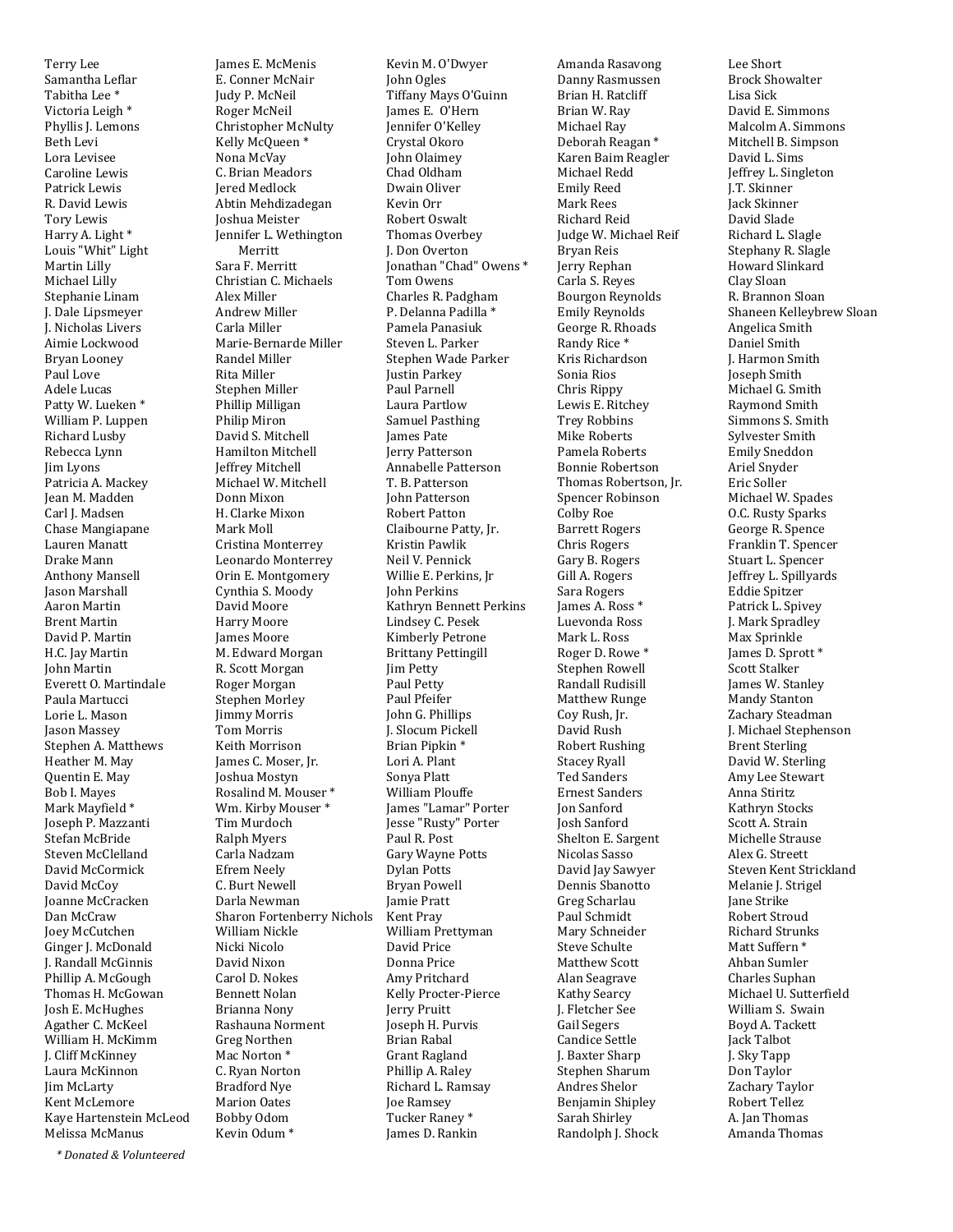Terry Lee
Samantha Leflar
Tabitha Lee *
Victoria Leigh *
Phyllis J. Lemons
Beth Levi
Lora Levisee
Caroline Lewis
Patrick Lewis
R. David Lewis
Tory Lewis
Harry A. Light *
Louis "Whit" Light
Martin Lilly
Michael Lilly
Stephanie Linam
J. Dale Lipsmeyer
J. Nicholas Livers
Aimie Lockwood
Bryan Looney
Paul Love
Adele Lucas
Patty W. Lueken *
William P. Luppen
Richard Lusby
Rebecca Lynn
Jim Lyons
Patricia A. Mackey
Jean M. Madden
Carl J. Madsen
Chase Mangiapane
Lauren Manatt
Drake Mann
Anthony Mansell
Jason Marshall
Aaron Martin
Brent Martin
David P. Martin
H.C. Jay Martin
John Martin
Everett O. Martindale
Paula Martucci
Lorie L. Mason
Jason Massey
Stephen A. Matthews
Heather M. May
Quentin E. May
Bob I. Mayes
Mark Mayfield *
Joseph P. Mazzanti
Stefan McBride
Steven McClelland
David McCormick
David McCoy
Joanne McCracken
Dan McCraw
Joey McCutchen
Ginger J. McDonald
J. Randall McGinnis
Phillip A. McGough
Thomas H. McGowan
Josh E. McHughes
Agather C. McKeel
William H. McKimm
J. Cliff McKinney
Laura McKinnon
Jim McLarty
Kent McLemore
Kaye Hartenstein McLeod
Melissa McManus
James E. McMenis
E. Conner McNair
Judy P. McNeil
Roger McNeil
Christopher McNulty
Kelly McQueen *
Nona McVay
C. Brian Meadors
Jered Medlock
Abtin Mehdizadegan
Joshua Meister
Jennifer L. Wethington Merritt
Sara F. Merritt
Christian C. Michaels
Alex Miller
Andrew Miller
Carla Miller
Marie-Bernarde Miller
Randel Miller
Rita Miller
Stephen Miller
Phillip Milligan
Philip Miron
David S. Mitchell
Hamilton Mitchell
Jeffrey Mitchell
Michael W. Mitchell
Donn Mixon
H. Clarke Mixon
Mark Moll
Cristina Monterrey
Leonardo Monterrey
Orin E. Montgomery
Cynthia S. Moody
David Moore
Harry Moore
James Moore
M. Edward Morgan
R. Scott Morgan
Roger Morgan
Stephen Morley
Jimmy Morris
Tom Morris
Keith Morrison
James C. Moser, Jr.
Joshua Mostyn
Rosalind M. Mouser *
Wm. Kirby Mouser *
Tim Murdoch
Ralph Myers
Carla Nadzam
Efrem Neely
C. Burt Newell
Darla Newman
Sharon Fortenberry Nichols
William Nickle
Nicki Nicolo
David Nixon
Carol D. Nokes
Bennett Nolan
Brianna Nony
Rashauna Norment
Greg Northen
Mac Norton *
C. Ryan Norton
Bradford Nye
Marion Oates
Bobby Odom
Kevin Odum *
Kevin M. O'Dwyer
John Ogles
Tiffany Mays O'Guinn
James E. O'Hern
Jennifer O'Kelley
Crystal Okoro
John Olaimey
Chad Oldham
Dwain Oliver
Kevin Orr
Robert Oswalt
Thomas Overbey
J. Don Overton
Jonathan "Chad" Owens *
Tom Owens
Charles R. Padgham
P. Delanna Padilla *
Pamela Panasiuk
Steven L. Parker
Stephen Wade Parker
Justin Parkey
Paul Parnell
Laura Partlow
Samuel Pasthing
James Pate
Jerry Patterson
Annabelle Patterson
T. B. Patterson
John Patterson
Robert Patton
Claibourne Patty, Jr.
Kristin Pawlik
Neil V. Pennick
Willie E. Perkins, Jr
John Perkins
Kathryn Bennett Perkins
Lindsey C. Pesek
Kimberly Petrone
Brittany Pettingill
Jim Petty
Paul Petty
Paul Pfeifer
John G. Phillips
J. Slocum Pickell
Brian Pipkin *
Lori A. Plant
Sonya Platt
William Plouffe
James "Lamar" Porter
Jesse "Rusty" Porter
Paul R. Post
Gary Wayne Potts
Dylan Potts
Bryan Powell
Jamie Pratt
Kent Pray
William Prettyman
David Price
Donna Price
Amy Pritchard
Kelly Procter-Pierce
Jerry Pruitt
Joseph H. Purvis
Brian Rabal
Grant Ragland
Phillip A. Raley
Richard L. Ramsay
Joe Ramsey
Tucker Raney *
James D. Rankin
Amanda Rasavong
Danny Rasmussen
Brian H. Ratcliff
Brian W. Ray
Michael Ray
Deborah Reagan *
Karen Baim Reagler
Michael Redd
Emily Reed
Mark Rees
Richard Reid
Judge W. Michael Reif
Bryan Reis
Jerry Rephan
Carla S. Reyes
Bourgon Reynolds
Emily Reynolds
George R. Rhoads
Randy Rice *
Kris Richardson
Sonia Rios
Chris Rippy
Lewis E. Ritchey
Trey Robbins
Mike Roberts
Pamela Roberts
Bonnie Robertson
Thomas Robertson, Jr.
Spencer Robinson
Colby Roe
Barrett Rogers
Chris Rogers
Gary B. Rogers
Gill A. Rogers
Sara Rogers
James A. Ross *
Luevonda Ross
Mark L. Ross
Roger D. Rowe *
Stephen Rowell
Randall Rudisill
Matthew Runge
Coy Rush, Jr.
David Rush
Robert Rushing
Stacey Ryall
Ted Sanders
Ernest Sanders
Jon Sanford
Josh Sanford
Shelton E. Sargent
Nicolas Sasso
David Jay Sawyer
Dennis Sbanotto
Greg Scharlau
Paul Schmidt
Mary Schneider
Steve Schulte
Matthew Scott
Alan Seagrave
Kathy Searcy
J. Fletcher See
Gail Segers
Candice Settle
J. Baxter Sharp
Stephen Sharum
Andres Shelor
Benjamin Shipley
Sarah Shirley
Randolph J. Shock
Lee Short
Brock Showalter
Lisa Sick
David E. Simmons
Malcolm A. Simmons
Mitchell B. Simpson
David L. Sims
Jeffrey L. Singleton
J.T. Skinner
Jack Skinner
David Slade
Richard L. Slagle
Stephany R. Slagle
Howard Slinkard
Clay Sloan
R. Brannon Sloan
Shaneen Kelleybrew Sloan
Angelica Smith
Daniel Smith
J. Harmon Smith
Joseph Smith
Michael G. Smith
Raymond Smith
Simmons S. Smith
Sylvester Smith
Emily Sneddon
Ariel Snyder
Eric Soller
Michael W. Spades
O.C. Rusty Sparks
George R. Spence
Franklin T. Spencer
Stuart L. Spencer
Jeffrey L. Spillyards
Eddie Spitzer
Patrick L. Spivey
J. Mark Spradley
Max Sprinkle
James D. Sprott *
Scott Stalker
James W. Stanley
Mandy Stanton
Zachary Steadman
J. Michael Stephenson
Brent Sterling
David W. Sterling
Amy Lee Stewart
Anna Stiritz
Kathryn Stocks
Scott A. Strain
Michelle Strause
Alex G. Streett
Steven Kent Strickland
Melanie J. Strigel
Jane Strike
Robert Stroud
Richard Strunks
Matt Suffern *
Ahban Sumler
Charles Suphan
Michael U. Sutterfield
William S. Swain
Boyd A. Tackett
Jack Talbot
J. Sky Tapp
Don Taylor
Zachary Taylor
Robert Tellez
A. Jan Thomas
Amanda Thomas

*\* Donated & Volunteered*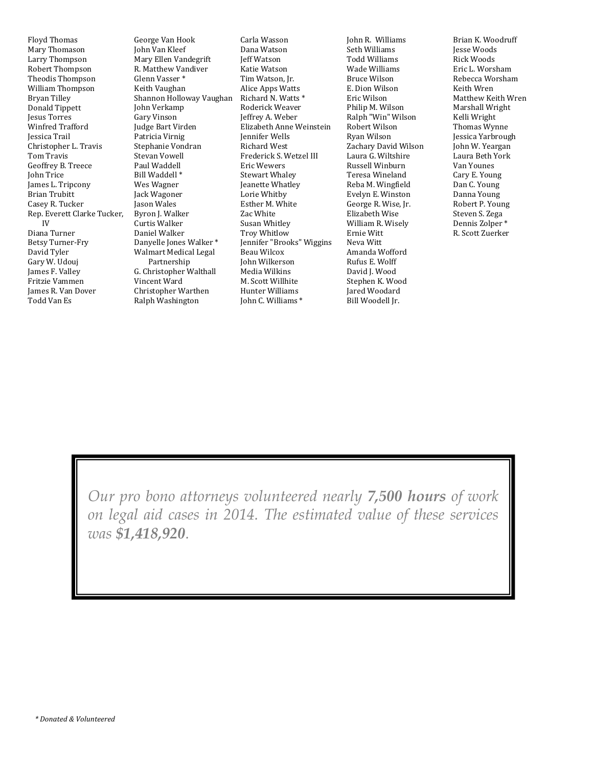Floyd Thomas
Mary Thomason
Larry Thompson
Robert Thompson
Theodis Thompson
William Thompson
Bryan Tilley
Donald Tippett
Jesus Torres
Winfred Trafford
Jessica Trail
Christopher L. Travis
Tom Travis
Geoffrey B. Treece
John Trice
James L. Tripcony
Brian Trubitt
Casey R. Tucker
Rep. Everett Clarke Tucker, IV
Diana Turner
Betsy Turner-Fry
David Tyler
Gary W. Udouj
James F. Valley
Fritzie Vammen
James R. Van Dover
Todd Van Es
George Van Hook
John Van Kleef
Mary Ellen Vandegrift
R. Matthew Vandiver
Glenn Vasser *
Keith Vaughan
Shannon Holloway Vaughan
John Verkamp
Gary Vinson
Judge Bart Virden
Patricia Virnig
Stephanie Vondran
Stevan Vowell
Paul Waddell
Bill Waddell *
Wes Wagner
Jack Wagoner
Jason Wales
Byron J. Walker
Curtis Walker
Daniel Walker
Danyelle Jones Walker *
Walmart Medical Legal Partnership
G. Christopher Walthall
Vincent Ward
Christopher Warthen
Ralph Washington
Carla Wasson
Dana Watson
Jeff Watson
Katie Watson
Tim Watson, Jr.
Alice Apps Watts
Richard N. Watts *
Roderick Weaver
Jeffrey A. Weber
Elizabeth Anne Weinstein
Jennifer Wells
Richard West
Frederick S. Wetzel III
Eric Wewers
Stewart Whaley
Jeanette Whatley
Lorie Whitby
Esther M. White
Zac White
Susan Whitley
Troy Whitlow
Jennifer "Brooks" Wiggins
Beau Wilcox
John Wilkerson
Media Wilkins
M. Scott Willhite
Hunter Williams
John C. Williams *
John R. Williams
Seth Williams
Todd Williams
Wade Williams
Bruce Wilson
E. Dion Wilson
Eric Wilson
Philip M. Wilson
Ralph "Win" Wilson
Robert Wilson
Ryan Wilson
Zachary David Wilson
Laura G. Wiltshire
Russell Winburn
Teresa Wineland
Reba M. Wingfield
Evelyn E. Winston
George R. Wise, Jr.
Elizabeth Wise
William R. Wisely
Ernie Witt
Neva Witt
Amanda Wofford
Rufus E. Wolff
David J. Wood
Stephen K. Wood
Jared Woodard
Bill Woodell Jr.
Brian K. Woodruff
Jesse Woods
Rick Woods
Eric L. Worsham
Rebecca Worsham
Keith Wren
Matthew Keith Wren
Marshall Wright
Kelli Wright
Thomas Wynne
Jessica Yarbrough
John W. Yeargan
Laura Beth York
Van Younes
Cary E. Young
Dan C. Young
Danna Young
Robert P. Young
Steven S. Zega
Dennis Zolper *
R. Scott Zuerker

*Our pro bono attorneys volunteered nearly **7,500 hours** of work on legal aid cases in 2014. The estimated value of these services was **$1,418,920**.*

*\* Donated & Volunteered*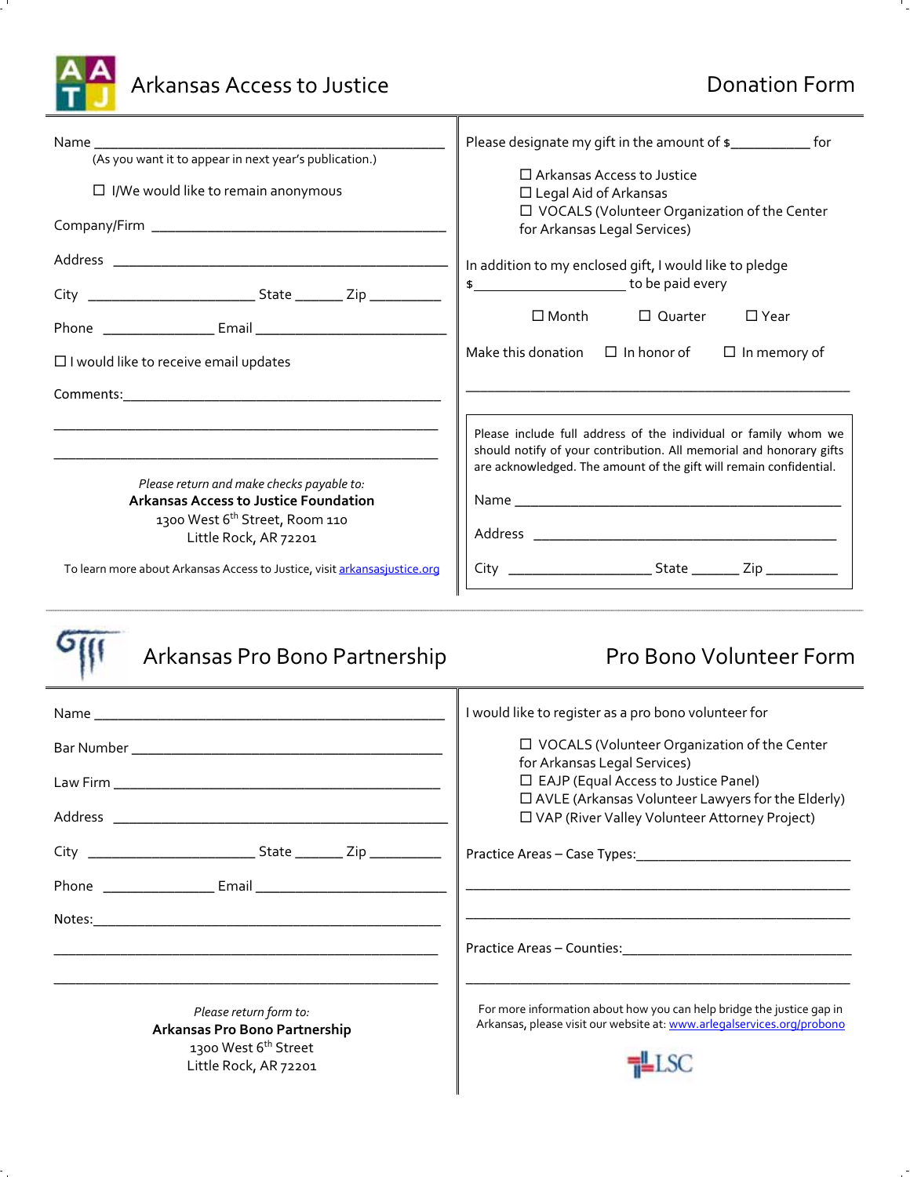# Arkansas Access to Justice — Donation Form

Name ______________________________________________
(As you want it to appear in next year's publication.)

☐ I/We would like to remain anonymous

Company/Firm ______________________________________

Address ___________________________________________

City _____________________ State ______ Zip _________

Phone _______________ Email _______________________

☐ I would like to receive email updates

Comments:__________________________________________

___________________________________________________

___________________________________________________

*Please return and make checks payable to:*
**Arkansas Access to Justice Foundation**
1300 West 6th Street, Room 110
Little Rock, AR 72201

To learn more about Arkansas Access to Justice, visit arkansasjustice.org

Please designate my gift in the amount of $__________ for

☐ Arkansas Access to Justice
☐ Legal Aid of Arkansas
☐ VOCALS (Volunteer Organization of the Center for Arkansas Legal Services)

In addition to my enclosed gift, I would like to pledge $__________________ to be paid every

☐ Month ☐ Quarter ☐ Year

Make this donation ☐ In honor of ☐ In memory of

___________________________________________________

Please include full address of the individual or family whom we should notify of your contribution. All memorial and honorary gifts are acknowledged. The amount of the gift will remain confidential.

Name ______________________________________________

Address ___________________________________________

City _________________ State ______ Zip _________

# Arkansas Pro Bono Partnership — Pro Bono Volunteer Form

Name ______________________________________________

Bar Number ________________________________________

Law Firm __________________________________________

Address ___________________________________________

City _____________________ State ______ Zip _________

Phone _______________ Email _______________________

Notes:_____________________________________________

___________________________________________________

___________________________________________________

*Please return form to:*
**Arkansas Pro Bono Partnership**
1300 West 6th Street
Little Rock, AR 72201

I would like to register as a pro bono volunteer for

☐ VOCALS (Volunteer Organization of the Center for Arkansas Legal Services)
☐ EAJP (Equal Access to Justice Panel)
☐ AVLE (Arkansas Volunteer Lawyers for the Elderly)
☐ VAP (River Valley Volunteer Attorney Project)

Practice Areas – Case Types:_____________________________

___________________________________________________

___________________________________________________

Practice Areas – Counties:_______________________________

___________________________________________________

For more information about how you can help bridge the justice gap in Arkansas, please visit our website at: www.arlegalservices.org/probono

LSC